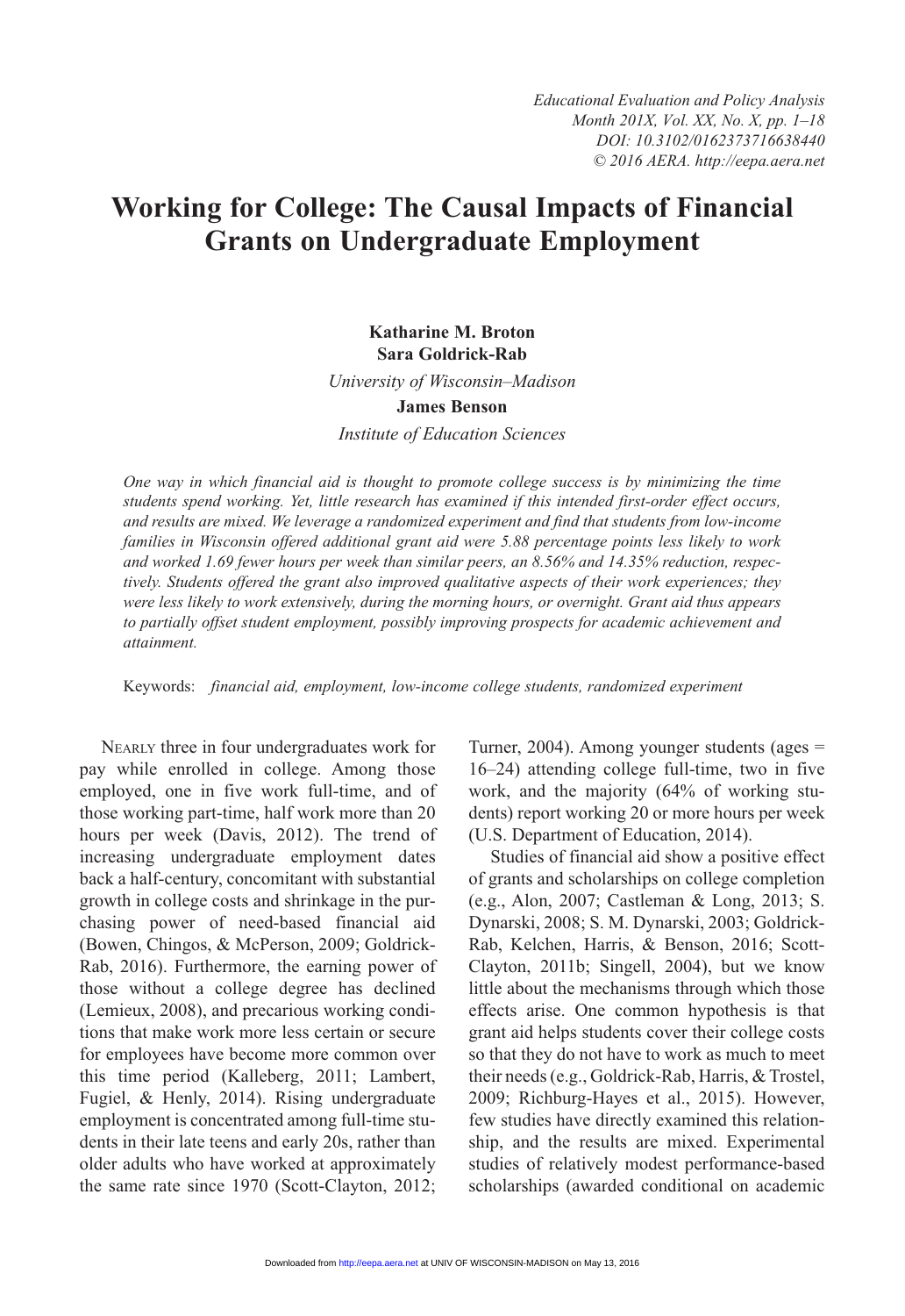# Working for College: The Causal Impacts of Financial Grants on Undergraduate Employment

**Katharine M. Broton**
**Sara Goldrick-Rab**

*University of Wisconsin–Madison*

**James Benson**

*Institute of Education Sciences*

*One way in which financial aid is thought to promote college success is by minimizing the time students spend working. Yet, little research has examined if this intended first-order effect occurs, and results are mixed. We leverage a randomized experiment and find that students from low-income families in Wisconsin offered additional grant aid were 5.88 percentage points less likely to work and worked 1.69 fewer hours per week than similar peers, an 8.56% and 14.35% reduction, respectively. Students offered the grant also improved qualitative aspects of their work experiences; they were less likely to work extensively, during the morning hours, or overnight. Grant aid thus appears to partially offset student employment, possibly improving prospects for academic achievement and attainment.*

Keywords: *financial aid, employment, low-income college students, randomized experiment*

Nearly three in four undergraduates work for pay while enrolled in college. Among those employed, one in five work full-time, and of those working part-time, half work more than 20 hours per week (Davis, 2012). The trend of increasing undergraduate employment dates back a half-century, concomitant with substantial growth in college costs and shrinkage in the purchasing power of need-based financial aid (Bowen, Chingos, & McPerson, 2009; Goldrick-Rab, 2016). Furthermore, the earning power of those without a college degree has declined (Lemieux, 2008), and precarious working conditions that make work more less certain or secure for employees have become more common over this time period (Kalleberg, 2011; Lambert, Fugiel, & Henly, 2014). Rising undergraduate employment is concentrated among full-time students in their late teens and early 20s, rather than older adults who have worked at approximately the same rate since 1970 (Scott-Clayton, 2012; Turner, 2004). Among younger students (ages = 16–24) attending college full-time, two in five work, and the majority (64% of working students) report working 20 or more hours per week (U.S. Department of Education, 2014).

Studies of financial aid show a positive effect of grants and scholarships on college completion (e.g., Alon, 2007; Castleman & Long, 2013; S. Dynarski, 2008; S. M. Dynarski, 2003; Goldrick-Rab, Kelchen, Harris, & Benson, 2016; Scott-Clayton, 2011b; Singell, 2004), but we know little about the mechanisms through which those effects arise. One common hypothesis is that grant aid helps students cover their college costs so that they do not have to work as much to meet their needs (e.g., Goldrick-Rab, Harris, & Trostel, 2009; Richburg-Hayes et al., 2015). However, few studies have directly examined this relationship, and the results are mixed. Experimental studies of relatively modest performance-based scholarships (awarded conditional on academic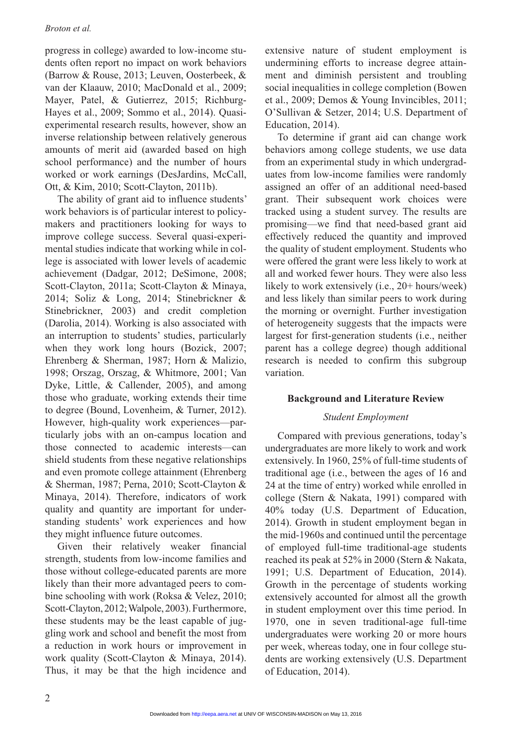progress in college) awarded to low-income students often report no impact on work behaviors (Barrow & Rouse, 2013; Leuven, Oosterbeek, & van der Klaauw, 2010; MacDonald et al., 2009; Mayer, Patel, & Gutierrez, 2015; Richburg-Hayes et al., 2009; Sommo et al., 2014). Quasi-experimental research results, however, show an inverse relationship between relatively generous amounts of merit aid (awarded based on high school performance) and the number of hours worked or work earnings (DesJardins, McCall, Ott, & Kim, 2010; Scott-Clayton, 2011b).

The ability of grant aid to influence students' work behaviors is of particular interest to policymakers and practitioners looking for ways to improve college success. Several quasi-experimental studies indicate that working while in college is associated with lower levels of academic achievement (Dadgar, 2012; DeSimone, 2008; Scott-Clayton, 2011a; Scott-Clayton & Minaya, 2014; Soliz & Long, 2014; Stinebrickner & Stinebrickner, 2003) and credit completion (Darolia, 2014). Working is also associated with an interruption to students' studies, particularly when they work long hours (Bozick, 2007; Ehrenberg & Sherman, 1987; Horn & Malizio, 1998; Orszag, Orszag, & Whitmore, 2001; Van Dyke, Little, & Callender, 2005), and among those who graduate, working extends their time to degree (Bound, Lovenheim, & Turner, 2012). However, high-quality work experiences—particularly jobs with an on-campus location and those connected to academic interests—can shield students from these negative relationships and even promote college attainment (Ehrenberg & Sherman, 1987; Perna, 2010; Scott-Clayton & Minaya, 2014). Therefore, indicators of work quality and quantity are important for understanding students' work experiences and how they might influence future outcomes.

Given their relatively weaker financial strength, students from low-income families and those without college-educated parents are more likely than their more advantaged peers to combine schooling with work (Roksa & Velez, 2010; Scott-Clayton, 2012; Walpole, 2003). Furthermore, these students may be the least capable of juggling work and school and benefit the most from a reduction in work hours or improvement in work quality (Scott-Clayton & Minaya, 2014). Thus, it may be that the high incidence and extensive nature of student employment is undermining efforts to increase degree attainment and diminish persistent and troubling social inequalities in college completion (Bowen et al., 2009; Demos & Young Invincibles, 2011; O'Sullivan & Setzer, 2014; U.S. Department of Education, 2014).

To determine if grant aid can change work behaviors among college students, we use data from an experimental study in which undergraduates from low-income families were randomly assigned an offer of an additional need-based grant. Their subsequent work choices were tracked using a student survey. The results are promising—we find that need-based grant aid effectively reduced the quantity and improved the quality of student employment. Students who were offered the grant were less likely to work at all and worked fewer hours. They were also less likely to work extensively (i.e., 20+ hours/week) and less likely than similar peers to work during the morning or overnight. Further investigation of heterogeneity suggests that the impacts were largest for first-generation students (i.e., neither parent has a college degree) though additional research is needed to confirm this subgroup variation.

## Background and Literature Review

### *Student Employment*

Compared with previous generations, today's undergraduates are more likely to work and work extensively. In 1960, 25% of full-time students of traditional age (i.e., between the ages of 16 and 24 at the time of entry) worked while enrolled in college (Stern & Nakata, 1991) compared with 40% today (U.S. Department of Education, 2014). Growth in student employment began in the mid-1960s and continued until the percentage of employed full-time traditional-age students reached its peak at 52% in 2000 (Stern & Nakata, 1991; U.S. Department of Education, 2014). Growth in the percentage of students working extensively accounted for almost all the growth in student employment over this time period. In 1970, one in seven traditional-age full-time undergraduates were working 20 or more hours per week, whereas today, one in four college students are working extensively (U.S. Department of Education, 2014).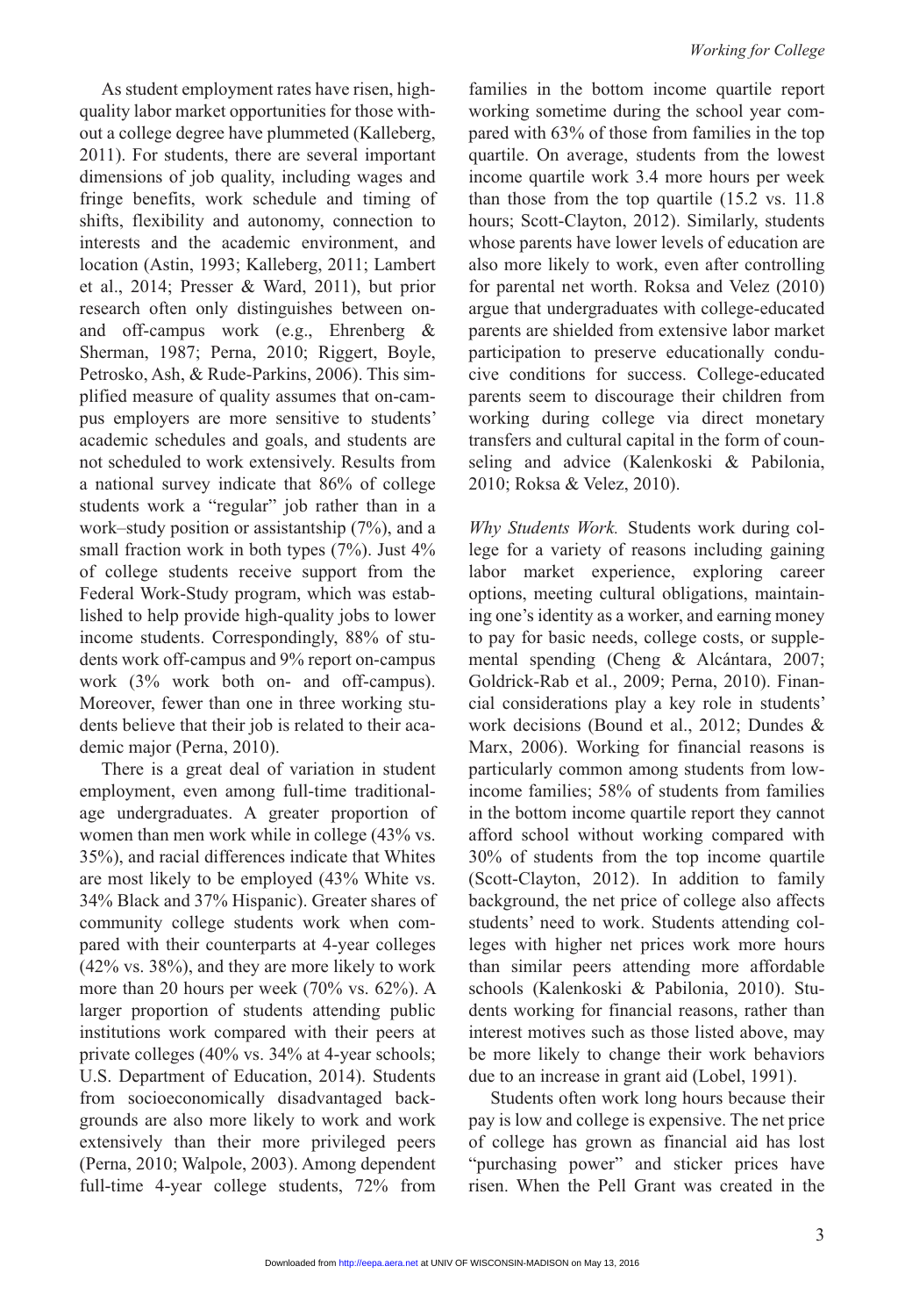As student employment rates have risen, high-quality labor market opportunities for those without a college degree have plummeted (Kalleberg, 2011). For students, there are several important dimensions of job quality, including wages and fringe benefits, work schedule and timing of shifts, flexibility and autonomy, connection to interests and the academic environment, and location (Astin, 1993; Kalleberg, 2011; Lambert et al., 2014; Presser & Ward, 2011), but prior research often only distinguishes between on- and off-campus work (e.g., Ehrenberg & Sherman, 1987; Perna, 2010; Riggert, Boyle, Petrosko, Ash, & Rude-Parkins, 2006). This simplified measure of quality assumes that on-campus employers are more sensitive to students' academic schedules and goals, and students are not scheduled to work extensively. Results from a national survey indicate that 86% of college students work a "regular" job rather than in a work–study position or assistantship (7%), and a small fraction work in both types (7%). Just 4% of college students receive support from the Federal Work-Study program, which was established to help provide high-quality jobs to lower income students. Correspondingly, 88% of students work off-campus and 9% report on-campus work (3% work both on- and off-campus). Moreover, fewer than one in three working students believe that their job is related to their academic major (Perna, 2010).

There is a great deal of variation in student employment, even among full-time traditional-age undergraduates. A greater proportion of women than men work while in college (43% vs. 35%), and racial differences indicate that Whites are most likely to be employed (43% White vs. 34% Black and 37% Hispanic). Greater shares of community college students work when compared with their counterparts at 4-year colleges (42% vs. 38%), and they are more likely to work more than 20 hours per week (70% vs. 62%). A larger proportion of students attending public institutions work compared with their peers at private colleges (40% vs. 34% at 4-year schools; U.S. Department of Education, 2014). Students from socioeconomically disadvantaged backgrounds are also more likely to work and work extensively than their more privileged peers (Perna, 2010; Walpole, 2003). Among dependent full-time 4-year college students, 72% from families in the bottom income quartile report working sometime during the school year compared with 63% of those from families in the top quartile. On average, students from the lowest income quartile work 3.4 more hours per week than those from the top quartile (15.2 vs. 11.8 hours; Scott-Clayton, 2012). Similarly, students whose parents have lower levels of education are also more likely to work, even after controlling for parental net worth. Roksa and Velez (2010) argue that undergraduates with college-educated parents are shielded from extensive labor market participation to preserve educationally conducive conditions for success. College-educated parents seem to discourage their children from working during college via direct monetary transfers and cultural capital in the form of counseling and advice (Kalenkoski & Pabilonia, 2010; Roksa & Velez, 2010).

*Why Students Work.* Students work during college for a variety of reasons including gaining labor market experience, exploring career options, meeting cultural obligations, maintaining one's identity as a worker, and earning money to pay for basic needs, college costs, or supplemental spending (Cheng & Alcántara, 2007; Goldrick-Rab et al., 2009; Perna, 2010). Financial considerations play a key role in students' work decisions (Bound et al., 2012; Dundes & Marx, 2006). Working for financial reasons is particularly common among students from low-income families; 58% of students from families in the bottom income quartile report they cannot afford school without working compared with 30% of students from the top income quartile (Scott-Clayton, 2012). In addition to family background, the net price of college also affects students' need to work. Students attending colleges with higher net prices work more hours than similar peers attending more affordable schools (Kalenkoski & Pabilonia, 2010). Students working for financial reasons, rather than interest motives such as those listed above, may be more likely to change their work behaviors due to an increase in grant aid (Lobel, 1991).

Students often work long hours because their pay is low and college is expensive. The net price of college has grown as financial aid has lost "purchasing power" and sticker prices have risen. When the Pell Grant was created in the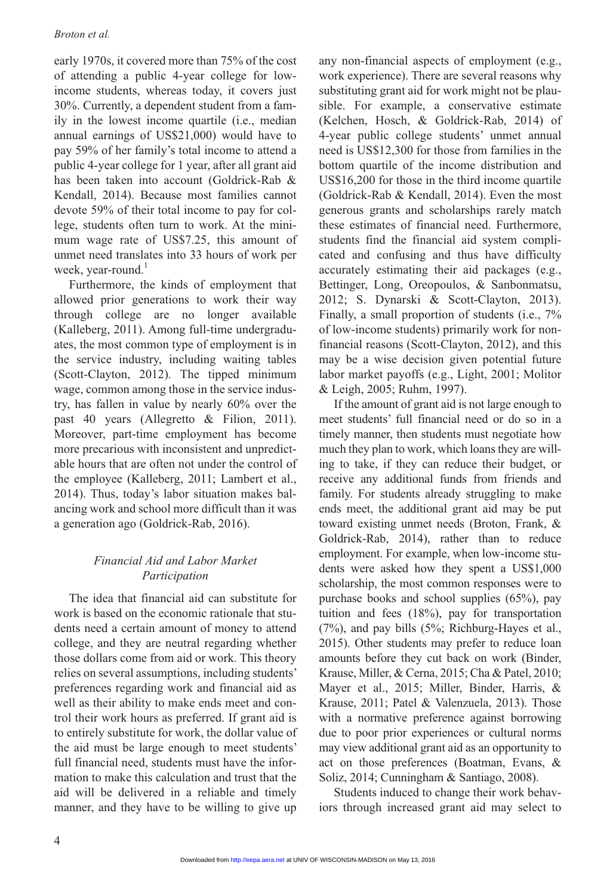early 1970s, it covered more than 75% of the cost of attending a public 4-year college for low-income students, whereas today, it covers just 30%. Currently, a dependent student from a family in the lowest income quartile (i.e., median annual earnings of US$21,000) would have to pay 59% of her family's total income to attend a public 4-year college for 1 year, after all grant aid has been taken into account (Goldrick-Rab & Kendall, 2014). Because most families cannot devote 59% of their total income to pay for college, students often turn to work. At the minimum wage rate of US$7.25, this amount of unmet need translates into 33 hours of work per week, year-round.[1]

Furthermore, the kinds of employment that allowed prior generations to work their way through college are no longer available (Kalleberg, 2011). Among full-time undergraduates, the most common type of employment is in the service industry, including waiting tables (Scott-Clayton, 2012). The tipped minimum wage, common among those in the service industry, has fallen in value by nearly 60% over the past 40 years (Allegretto & Filion, 2011). Moreover, part-time employment has become more precarious with inconsistent and unpredictable hours that are often not under the control of the employee (Kalleberg, 2011; Lambert et al., 2014). Thus, today's labor situation makes balancing work and school more difficult than it was a generation ago (Goldrick-Rab, 2016).

### *Financial Aid and Labor Market Participation*

The idea that financial aid can substitute for work is based on the economic rationale that students need a certain amount of money to attend college, and they are neutral regarding whether those dollars come from aid or work. This theory relies on several assumptions, including students' preferences regarding work and financial aid as well as their ability to make ends meet and control their work hours as preferred. If grant aid is to entirely substitute for work, the dollar value of the aid must be large enough to meet students' full financial need, students must have the information to make this calculation and trust that the aid will be delivered in a reliable and timely manner, and they have to be willing to give up any non-financial aspects of employment (e.g., work experience). There are several reasons why substituting grant aid for work might not be plausible. For example, a conservative estimate (Kelchen, Hosch, & Goldrick-Rab, 2014) of 4-year public college students' unmet annual need is US$12,300 for those from families in the bottom quartile of the income distribution and US$16,200 for those in the third income quartile (Goldrick-Rab & Kendall, 2014). Even the most generous grants and scholarships rarely match these estimates of financial need. Furthermore, students find the financial aid system complicated and confusing and thus have difficulty accurately estimating their aid packages (e.g., Bettinger, Long, Oreopoulos, & Sanbonmatsu, 2012; S. Dynarski & Scott-Clayton, 2013). Finally, a small proportion of students (i.e., 7% of low-income students) primarily work for non-financial reasons (Scott-Clayton, 2012), and this may be a wise decision given potential future labor market payoffs (e.g., Light, 2001; Molitor & Leigh, 2005; Ruhm, 1997).

If the amount of grant aid is not large enough to meet students' full financial need or do so in a timely manner, then students must negotiate how much they plan to work, which loans they are willing to take, if they can reduce their budget, or receive any additional funds from friends and family. For students already struggling to make ends meet, the additional grant aid may be put toward existing unmet needs (Broton, Frank, & Goldrick-Rab, 2014), rather than to reduce employment. For example, when low-income students were asked how they spent a US$1,000 scholarship, the most common responses were to purchase books and school supplies (65%), pay tuition and fees (18%), pay for transportation (7%), and pay bills (5%; Richburg-Hayes et al., 2015). Other students may prefer to reduce loan amounts before they cut back on work (Binder, Krause, Miller, & Cerna, 2015; Cha & Patel, 2010; Mayer et al., 2015; Miller, Binder, Harris, & Krause, 2011; Patel & Valenzuela, 2013). Those with a normative preference against borrowing due to poor prior experiences or cultural norms may view additional grant aid as an opportunity to act on those preferences (Boatman, Evans, & Soliz, 2014; Cunningham & Santiago, 2008).

Students induced to change their work behaviors through increased grant aid may select to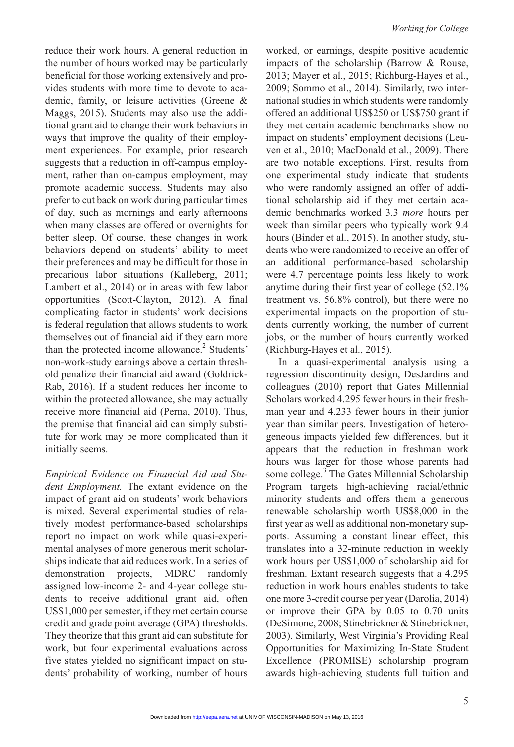reduce their work hours. A general reduction in the number of hours worked may be particularly beneficial for those working extensively and provides students with more time to devote to academic, family, or leisure activities (Greene & Maggs, 2015). Students may also use the additional grant aid to change their work behaviors in ways that improve the quality of their employment experiences. For example, prior research suggests that a reduction in off-campus employment, rather than on-campus employment, may promote academic success. Students may also prefer to cut back on work during particular times of day, such as mornings and early afternoons when many classes are offered or overnights for better sleep. Of course, these changes in work behaviors depend on students' ability to meet their preferences and may be difficult for those in precarious labor situations (Kalleberg, 2011; Lambert et al., 2014) or in areas with few labor opportunities (Scott-Clayton, 2012). A final complicating factor in students' work decisions is federal regulation that allows students to work themselves out of financial aid if they earn more than the protected income allowance.[2] Students' non-work-study earnings above a certain threshold penalize their financial aid award (Goldrick-Rab, 2016). If a student reduces her income to within the protected allowance, she may actually receive more financial aid (Perna, 2010). Thus, the premise that financial aid can simply substitute for work may be more complicated than it initially seems.

*Empirical Evidence on Financial Aid and Student Employment.* The extant evidence on the impact of grant aid on students' work behaviors is mixed. Several experimental studies of relatively modest performance-based scholarships report no impact on work while quasi-experimental analyses of more generous merit scholarships indicate that aid reduces work. In a series of demonstration projects, MDRC randomly assigned low-income 2- and 4-year college students to receive additional grant aid, often US$1,000 per semester, if they met certain course credit and grade point average (GPA) thresholds. They theorize that this grant aid can substitute for work, but four experimental evaluations across five states yielded no significant impact on students' probability of working, number of hours worked, or earnings, despite positive academic impacts of the scholarship (Barrow & Rouse, 2013; Mayer et al., 2015; Richburg-Hayes et al., 2009; Sommo et al., 2014). Similarly, two international studies in which students were randomly offered an additional US$250 or US$750 grant if they met certain academic benchmarks show no impact on students' employment decisions (Leuven et al., 2010; MacDonald et al., 2009). There are two notable exceptions. First, results from one experimental study indicate that students who were randomly assigned an offer of additional scholarship aid if they met certain academic benchmarks worked 3.3 *more* hours per week than similar peers who typically work 9.4 hours (Binder et al., 2015). In another study, students who were randomized to receive an offer of an additional performance-based scholarship were 4.7 percentage points less likely to work anytime during their first year of college (52.1% treatment vs. 56.8% control), but there were no experimental impacts on the proportion of students currently working, the number of current jobs, or the number of hours currently worked (Richburg-Hayes et al., 2015).

In a quasi-experimental analysis using a regression discontinuity design, DesJardins and colleagues (2010) report that Gates Millennial Scholars worked 4.295 fewer hours in their freshman year and 4.233 fewer hours in their junior year than similar peers. Investigation of heterogeneous impacts yielded few differences, but it appears that the reduction in freshman work hours was larger for those whose parents had some college.[3] The Gates Millennial Scholarship Program targets high-achieving racial/ethnic minority students and offers them a generous renewable scholarship worth US$8,000 in the first year as well as additional non-monetary supports. Assuming a constant linear effect, this translates into a 32-minute reduction in weekly work hours per US$1,000 of scholarship aid for freshman. Extant research suggests that a 4.295 reduction in work hours enables students to take one more 3-credit course per year (Darolia, 2014) or improve their GPA by 0.05 to 0.70 units (DeSimone, 2008; Stinebrickner & Stinebrickner, 2003). Similarly, West Virginia's Providing Real Opportunities for Maximizing In-State Student Excellence (PROMISE) scholarship program awards high-achieving students full tuition and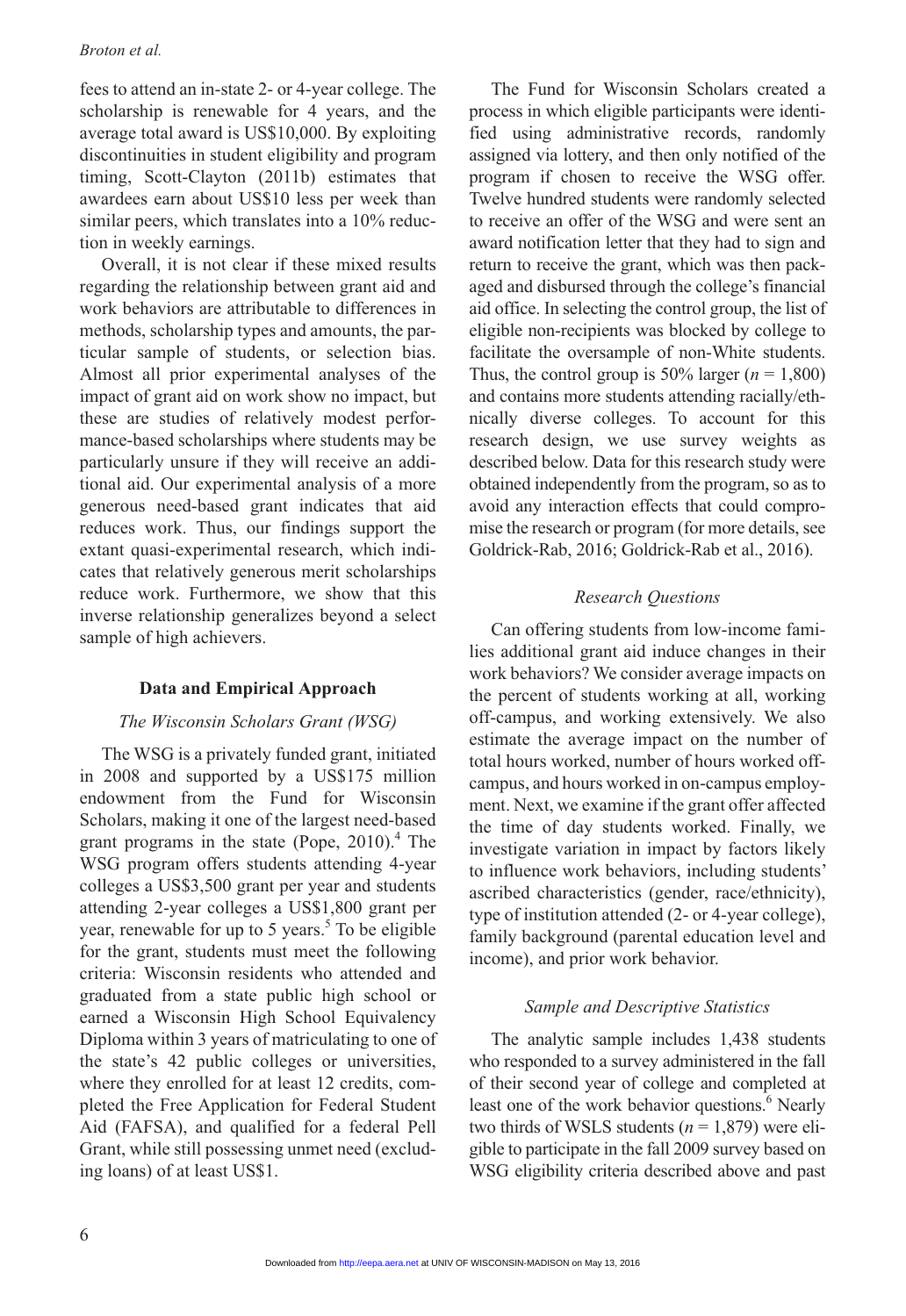fees to attend an in-state 2- or 4-year college. The scholarship is renewable for 4 years, and the average total award is US$10,000. By exploiting discontinuities in student eligibility and program timing, Scott-Clayton (2011b) estimates that awardees earn about US$10 less per week than similar peers, which translates into a 10% reduction in weekly earnings.

Overall, it is not clear if these mixed results regarding the relationship between grant aid and work behaviors are attributable to differences in methods, scholarship types and amounts, the particular sample of students, or selection bias. Almost all prior experimental analyses of the impact of grant aid on work show no impact, but these are studies of relatively modest performance-based scholarships where students may be particularly unsure if they will receive an additional aid. Our experimental analysis of a more generous need-based grant indicates that aid reduces work. Thus, our findings support the extant quasi-experimental research, which indicates that relatively generous merit scholarships reduce work. Furthermore, we show that this inverse relationship generalizes beyond a select sample of high achievers.

## Data and Empirical Approach

### *The Wisconsin Scholars Grant (WSG)*

The WSG is a privately funded grant, initiated in 2008 and supported by a US$175 million endowment from the Fund for Wisconsin Scholars, making it one of the largest need-based grant programs in the state (Pope, 2010).[4] The WSG program offers students attending 4-year colleges a US$3,500 grant per year and students attending 2-year colleges a US$1,800 grant per year, renewable for up to 5 years.[5] To be eligible for the grant, students must meet the following criteria: Wisconsin residents who attended and graduated from a state public high school or earned a Wisconsin High School Equivalency Diploma within 3 years of matriculating to one of the state's 42 public colleges or universities, where they enrolled for at least 12 credits, completed the Free Application for Federal Student Aid (FAFSA), and qualified for a federal Pell Grant, while still possessing unmet need (excluding loans) of at least US$1.

The Fund for Wisconsin Scholars created a process in which eligible participants were identified using administrative records, randomly assigned via lottery, and then only notified of the program if chosen to receive the WSG offer. Twelve hundred students were randomly selected to receive an offer of the WSG and were sent an award notification letter that they had to sign and return to receive the grant, which was then packaged and disbursed through the college's financial aid office. In selecting the control group, the list of eligible non-recipients was blocked by college to facilitate the oversample of non-White students. Thus, the control group is 50% larger ($n$ = 1,800) and contains more students attending racially/ethnically diverse colleges. To account for this research design, we use survey weights as described below. Data for this research study were obtained independently from the program, so as to avoid any interaction effects that could compromise the research or program (for more details, see Goldrick-Rab, 2016; Goldrick-Rab et al., 2016).

### *Research Questions*

Can offering students from low-income families additional grant aid induce changes in their work behaviors? We consider average impacts on the percent of students working at all, working off-campus, and working extensively. We also estimate the average impact on the number of total hours worked, number of hours worked off-campus, and hours worked in on-campus employment. Next, we examine if the grant offer affected the time of day students worked. Finally, we investigate variation in impact by factors likely to influence work behaviors, including students' ascribed characteristics (gender, race/ethnicity), type of institution attended (2- or 4-year college), family background (parental education level and income), and prior work behavior.

### *Sample and Descriptive Statistics*

The analytic sample includes 1,438 students who responded to a survey administered in the fall of their second year of college and completed at least one of the work behavior questions.[6] Nearly two thirds of WSLS students ($n$ = 1,879) were eligible to participate in the fall 2009 survey based on WSG eligibility criteria described above and past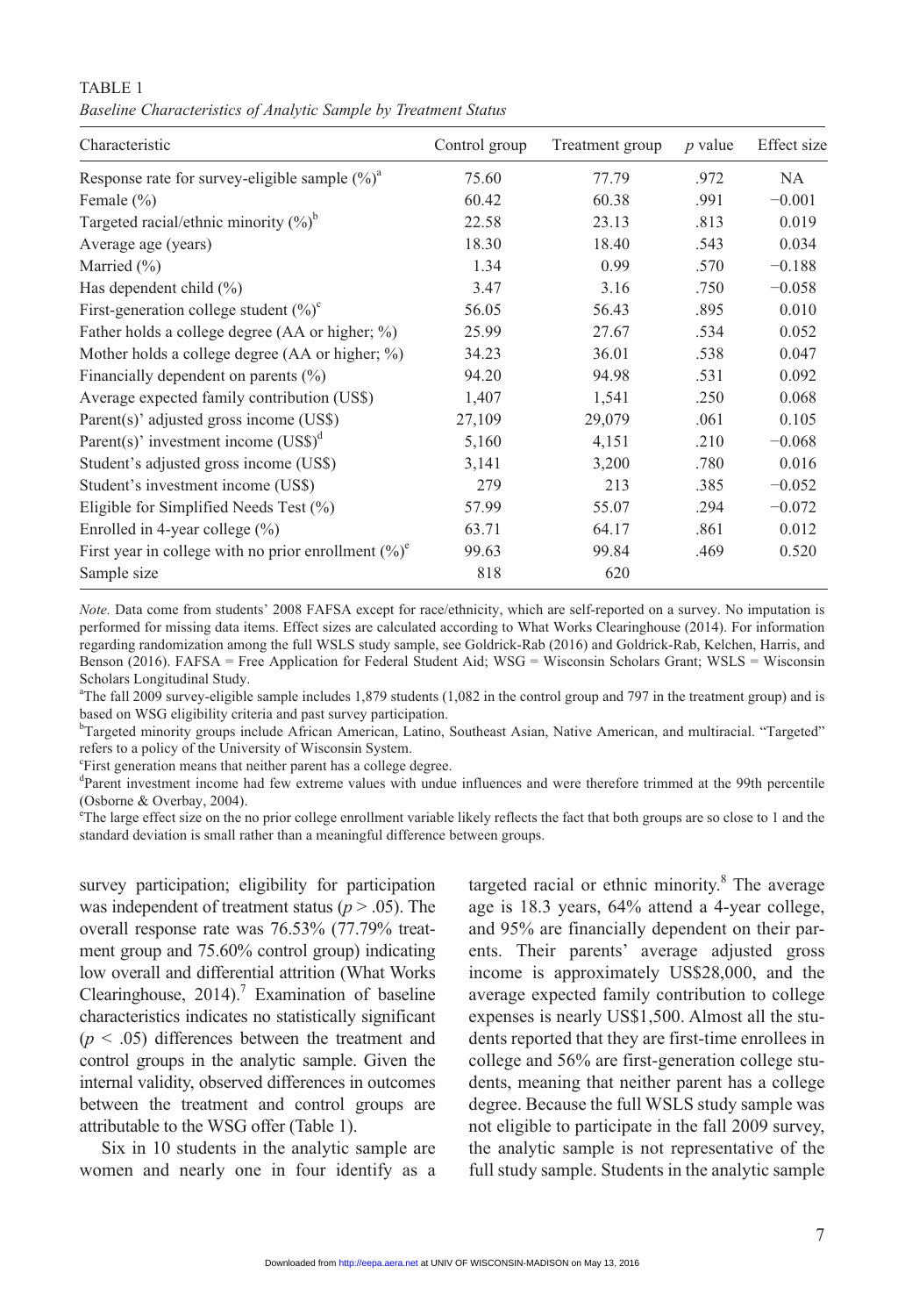TABLE 1
*Baseline Characteristics of Analytic Sample by Treatment Status*

| Characteristic | Control group | Treatment group | $p$ value | Effect size |
|---|---|---|---|---|
| Response rate for survey-eligible sample (%)[a] | 75.60 | 77.79 | .972 | NA |
| Female (%) | 60.42 | 60.38 | .991 | −0.001 |
| Targeted racial/ethnic minority (%)[b] | 22.58 | 23.13 | .813 | 0.019 |
| Average age (years) | 18.30 | 18.40 | .543 | 0.034 |
| Married (%) | 1.34 | 0.99 | .570 | −0.188 |
| Has dependent child (%) | 3.47 | 3.16 | .750 | −0.058 |
| First-generation college student (%)[c] | 56.05 | 56.43 | .895 | 0.010 |
| Father holds a college degree (AA or higher; %) | 25.99 | 27.67 | .534 | 0.052 |
| Mother holds a college degree (AA or higher; %) | 34.23 | 36.01 | .538 | 0.047 |
| Financially dependent on parents (%) | 94.20 | 94.98 | .531 | 0.092 |
| Average expected family contribution (US$) | 1,407 | 1,541 | .250 | 0.068 |
| Parent(s)' adjusted gross income (US$) | 27,109 | 29,079 | .061 | 0.105 |
| Parent(s)' investment income (US$)[d] | 5,160 | 4,151 | .210 | −0.068 |
| Student's adjusted gross income (US$) | 3,141 | 3,200 | .780 | 0.016 |
| Student's investment income (US$) | 279 | 213 | .385 | −0.052 |
| Eligible for Simplified Needs Test (%) | 57.99 | 55.07 | .294 | −0.072 |
| Enrolled in 4-year college (%) | 63.71 | 64.17 | .861 | 0.012 |
| First year in college with no prior enrollment (%)[e] | 99.63 | 99.84 | .469 | 0.520 |
| Sample size | 818 | 620 | | |

*Note.* Data come from students' 2008 FAFSA except for race/ethnicity, which are self-reported on a survey. No imputation is performed for missing data items. Effect sizes are calculated according to What Works Clearinghouse (2014). For information regarding randomization among the full WSLS study sample, see Goldrick-Rab (2016) and Goldrick-Rab, Kelchen, Harris, and Benson (2016). FAFSA = Free Application for Federal Student Aid; WSG = Wisconsin Scholars Grant; WSLS = Wisconsin Scholars Longitudinal Study.

[a]The fall 2009 survey-eligible sample includes 1,879 students (1,082 in the control group and 797 in the treatment group) and is based on WSG eligibility criteria and past survey participation.

[b]Targeted minority groups include African American, Latino, Southeast Asian, Native American, and multiracial. "Targeted" refers to a policy of the University of Wisconsin System.

[c]First generation means that neither parent has a college degree.

[d]Parent investment income had few extreme values with undue influences and were therefore trimmed at the 99th percentile (Osborne & Overbay, 2004).

[e]The large effect size on the no prior college enrollment variable likely reflects the fact that both groups are so close to 1 and the standard deviation is small rather than a meaningful difference between groups.

survey participation; eligibility for participation was independent of treatment status ($p > .05$). The overall response rate was 76.53% (77.79% treatment group and 75.60% control group) indicating low overall and differential attrition (What Works Clearinghouse, 2014).[7] Examination of baseline characteristics indicates no statistically significant ($p < .05$) differences between the treatment and control groups in the analytic sample. Given the internal validity, observed differences in outcomes between the treatment and control groups are attributable to the WSG offer (Table 1).

Six in 10 students in the analytic sample are women and nearly one in four identify as a targeted racial or ethnic minority.[8] The average age is 18.3 years, 64% attend a 4-year college, and 95% are financially dependent on their parents. Their parents' average adjusted gross income is approximately US$28,000, and the average expected family contribution to college expenses is nearly US$1,500. Almost all the students reported that they are first-time enrollees in college and 56% are first-generation college students, meaning that neither parent has a college degree. Because the full WSLS study sample was not eligible to participate in the fall 2009 survey, the analytic sample is not representative of the full study sample. Students in the analytic sample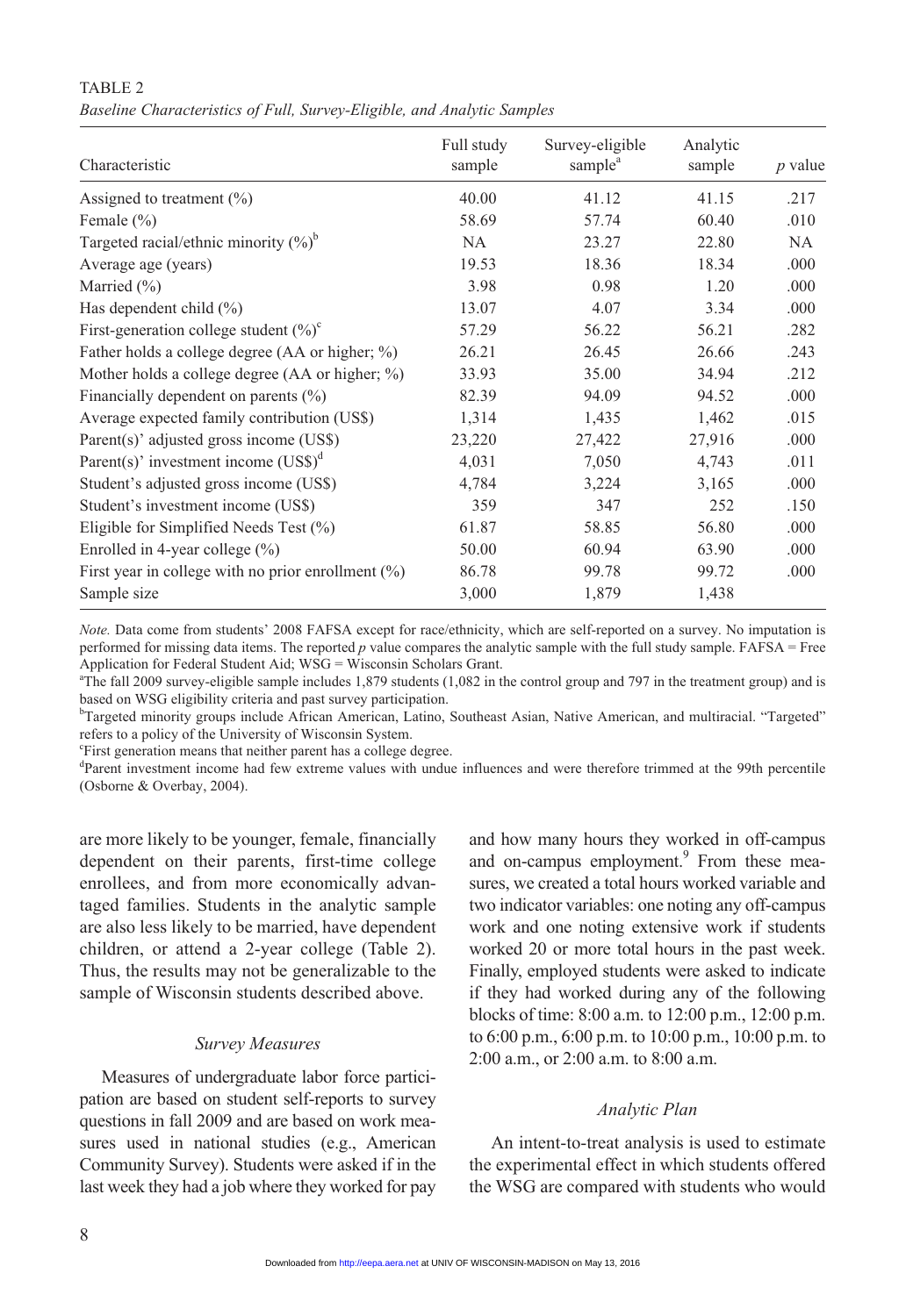TABLE 2
*Baseline Characteristics of Full, Survey-Eligible, and Analytic Samples*

| Characteristic | Full study sample | Survey-eligible sample[a] | Analytic sample | *p* value |
|---|---|---|---|---|
| Assigned to treatment (%) | 40.00 | 41.12 | 41.15 | .217 |
| Female (%) | 58.69 | 57.74 | 60.40 | .010 |
| Targeted racial/ethnic minority (%)[b] | NA | 23.27 | 22.80 | NA |
| Average age (years) | 19.53 | 18.36 | 18.34 | .000 |
| Married (%) | 3.98 | 0.98 | 1.20 | .000 |
| Has dependent child (%) | 13.07 | 4.07 | 3.34 | .000 |
| First-generation college student (%)[c] | 57.29 | 56.22 | 56.21 | .282 |
| Father holds a college degree (AA or higher; %) | 26.21 | 26.45 | 26.66 | .243 |
| Mother holds a college degree (AA or higher; %) | 33.93 | 35.00 | 34.94 | .212 |
| Financially dependent on parents (%) | 82.39 | 94.09 | 94.52 | .000 |
| Average expected family contribution (US$) | 1,314 | 1,435 | 1,462 | .015 |
| Parent(s)' adjusted gross income (US$) | 23,220 | 27,422 | 27,916 | .000 |
| Parent(s)' investment income (US$)[d] | 4,031 | 7,050 | 4,743 | .011 |
| Student's adjusted gross income (US$) | 4,784 | 3,224 | 3,165 | .000 |
| Student's investment income (US$) | 359 | 347 | 252 | .150 |
| Eligible for Simplified Needs Test (%) | 61.87 | 58.85 | 56.80 | .000 |
| Enrolled in 4-year college (%) | 50.00 | 60.94 | 63.90 | .000 |
| First year in college with no prior enrollment (%) | 86.78 | 99.78 | 99.72 | .000 |
| Sample size | 3,000 | 1,879 | 1,438 | |

*Note.* Data come from students' 2008 FAFSA except for race/ethnicity, which are self-reported on a survey. No imputation is performed for missing data items. The reported *p* value compares the analytic sample with the full study sample. FAFSA = Free Application for Federal Student Aid; WSG = Wisconsin Scholars Grant.

[a]The fall 2009 survey-eligible sample includes 1,879 students (1,082 in the control group and 797 in the treatment group) and is based on WSG eligibility criteria and past survey participation.

[b]Targeted minority groups include African American, Latino, Southeast Asian, Native American, and multiracial. "Targeted" refers to a policy of the University of Wisconsin System.

[c]First generation means that neither parent has a college degree.

[d]Parent investment income had few extreme values with undue influences and were therefore trimmed at the 99th percentile (Osborne & Overbay, 2004).

are more likely to be younger, female, financially dependent on their parents, first-time college enrollees, and from more economically advantaged families. Students in the analytic sample are also less likely to be married, have dependent children, or attend a 2-year college (Table 2). Thus, the results may not be generalizable to the sample of Wisconsin students described above.

### *Survey Measures*

Measures of undergraduate labor force participation are based on student self-reports to survey questions in fall 2009 and are based on work measures used in national studies (e.g., American Community Survey). Students were asked if in the last week they had a job where they worked for pay and how many hours they worked in off-campus and on-campus employment.[9] From these measures, we created a total hours worked variable and two indicator variables: one noting any off-campus work and one noting extensive work if students worked 20 or more total hours in the past week. Finally, employed students were asked to indicate if they had worked during any of the following blocks of time: 8:00 a.m. to 12:00 p.m., 12:00 p.m. to 6:00 p.m., 6:00 p.m. to 10:00 p.m., 10:00 p.m. to 2:00 a.m., or 2:00 a.m. to 8:00 a.m.

### *Analytic Plan*

An intent-to-treat analysis is used to estimate the experimental effect in which students offered the WSG are compared with students who would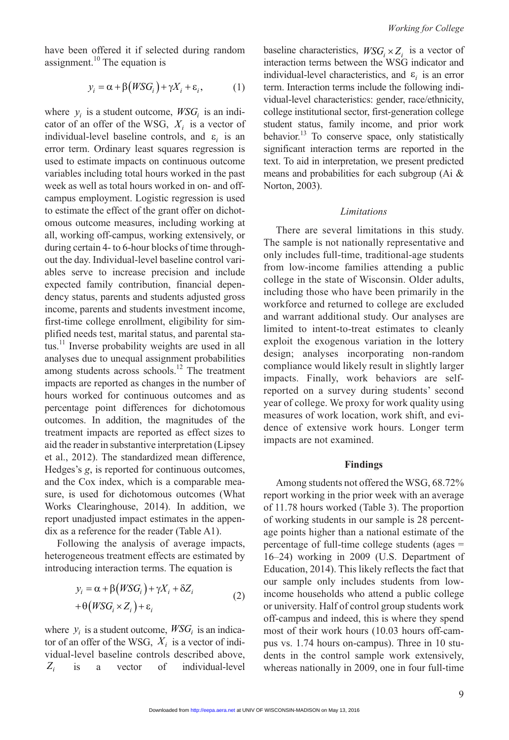have been offered it if selected during random assignment.[10] The equation is

$$y_i = \alpha + \beta(WSG_i) + \gamma X_i + \varepsilon_i, \quad (1)$$

where $y_i$ is a student outcome, $WSG_i$ is an indicator of an offer of the WSG, $X_i$ is a vector of individual-level baseline controls, and $\varepsilon_i$ is an error term. Ordinary least squares regression is used to estimate impacts on continuous outcome variables including total hours worked in the past week as well as total hours worked in on- and off-campus employment. Logistic regression is used to estimate the effect of the grant offer on dichotomous outcome measures, including working at all, working off-campus, working extensively, or during certain 4- to 6-hour blocks of time throughout the day. Individual-level baseline control variables serve to increase precision and include expected family contribution, financial dependency status, parents and students adjusted gross income, parents and students investment income, first-time college enrollment, eligibility for simplified needs test, marital status, and parental status.[11] Inverse probability weights are used in all analyses due to unequal assignment probabilities among students across schools.[12] The treatment impacts are reported as changes in the number of hours worked for continuous outcomes and as percentage point differences for dichotomous outcomes. In addition, the magnitudes of the treatment impacts are reported as effect sizes to aid the reader in substantive interpretation (Lipsey et al., 2012). The standardized mean difference, Hedges's *g*, is reported for continuous outcomes, and the Cox index, which is a comparable measure, is used for dichotomous outcomes (What Works Clearinghouse, 2014). In addition, we report unadjusted impact estimates in the appendix as a reference for the reader (Table A1).

Following the analysis of average impacts, heterogeneous treatment effects are estimated by introducing interaction terms. The equation is

$$y_i = \alpha + \beta(WSG_i) + \gamma X_i + \delta Z_i + \theta(WSG_i \times Z_i) + \varepsilon_i \quad (2)$$

where $y_i$ is a student outcome, $WSG_i$ is an indicator of an offer of the WSG, $X_i$ is a vector of individual-level baseline controls described above, $Z_i$ is a vector of individual-level baseline characteristics, $WSG_i \times Z_i$ is a vector of interaction terms between the WSG indicator and individual-level characteristics, and $\varepsilon_i$ is an error term. Interaction terms include the following individual-level characteristics: gender, race/ethnicity, college institutional sector, first-generation college student status, family income, and prior work behavior.[13] To conserve space, only statistically significant interaction terms are reported in the text. To aid in interpretation, we present predicted means and probabilities for each subgroup (Ai & Norton, 2003).

### *Limitations*

There are several limitations in this study. The sample is not nationally representative and only includes full-time, traditional-age students from low-income families attending a public college in the state of Wisconsin. Older adults, including those who have been primarily in the workforce and returned to college are excluded and warrant additional study. Our analyses are limited to intent-to-treat estimates to cleanly exploit the exogenous variation in the lottery design; analyses incorporating non-random compliance would likely result in slightly larger impacts. Finally, work behaviors are self-reported on a survey during students' second year of college. We proxy for work quality using measures of work location, work shift, and evidence of extensive work hours. Longer term impacts are not examined.

## Findings

Among students not offered the WSG, 68.72% report working in the prior week with an average of 11.78 hours worked (Table 3). The proportion of working students in our sample is 28 percentage points higher than a national estimate of the percentage of full-time college students (ages = 16–24) working in 2009 (U.S. Department of Education, 2014). This likely reflects the fact that our sample only includes students from low-income households who attend a public college or university. Half of control group students work off-campus and indeed, this is where they spend most of their work hours (10.03 hours off-campus vs. 1.74 hours on-campus). Three in 10 students in the control sample work extensively, whereas nationally in 2009, one in four full-time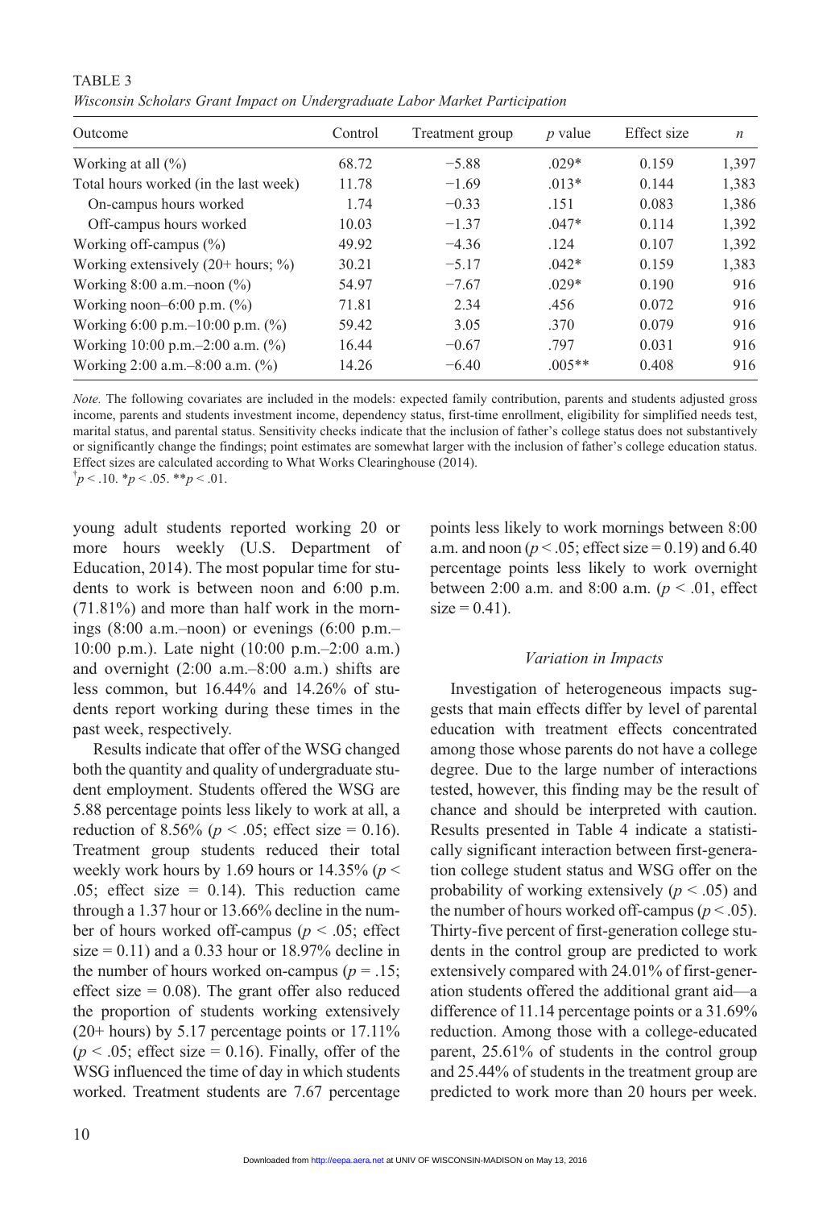TABLE 3

*Wisconsin Scholars Grant Impact on Undergraduate Labor Market Participation*

| Outcome | Control | Treatment group | *p* value | Effect size | *n* |
|---|---|---|---|---|---|
| Working at all (%) | 68.72 | −5.88 | .029* | 0.159 | 1,397 |
| Total hours worked (in the last week) | 11.78 | −1.69 | .013* | 0.144 | 1,383 |
| On-campus hours worked | 1.74 | −0.33 | .151 | 0.083 | 1,386 |
| Off-campus hours worked | 10.03 | −1.37 | .047* | 0.114 | 1,392 |
| Working off-campus (%) | 49.92 | −4.36 | .124 | 0.107 | 1,392 |
| Working extensively (20+ hours; %) | 30.21 | −5.17 | .042* | 0.159 | 1,383 |
| Working 8:00 a.m.–noon (%) | 54.97 | −7.67 | .029* | 0.190 | 916 |
| Working noon–6:00 p.m. (%) | 71.81 | 2.34 | .456 | 0.072 | 916 |
| Working 6:00 p.m.–10:00 p.m. (%) | 59.42 | 3.05 | .370 | 0.079 | 916 |
| Working 10:00 p.m.–2:00 a.m. (%) | 16.44 | −0.67 | .797 | 0.031 | 916 |
| Working 2:00 a.m.–8:00 a.m. (%) | 14.26 | −6.40 | .005** | 0.408 | 916 |

*Note.* The following covariates are included in the models: expected family contribution, parents and students adjusted gross income, parents and students investment income, dependency status, first-time enrollment, eligibility for simplified needs test, marital status, and parental status. Sensitivity checks indicate that the inclusion of father's college status does not substantively or significantly change the findings; point estimates are somewhat larger with the inclusion of father's college education status. Effect sizes are calculated according to What Works Clearinghouse (2014).

†$p < .10$. *$p < .05$. **$p < .01$.

young adult students reported working 20 or more hours weekly (U.S. Department of Education, 2014). The most popular time for students to work is between noon and 6:00 p.m. (71.81%) and more than half work in the mornings (8:00 a.m.–noon) or evenings (6:00 p.m.–10:00 p.m.). Late night (10:00 p.m.–2:00 a.m.) and overnight (2:00 a.m.–8:00 a.m.) shifts are less common, but 16.44% and 14.26% of students report working during these times in the past week, respectively.

Results indicate that offer of the WSG changed both the quantity and quality of undergraduate student employment. Students offered the WSG are 5.88 percentage points less likely to work at all, a reduction of 8.56% ($p < .05$; effect size = 0.16). Treatment group students reduced their total weekly work hours by 1.69 hours or 14.35% ($p < .05$; effect size = 0.14). This reduction came through a 1.37 hour or 13.66% decline in the number of hours worked off-campus ($p < .05$; effect size = 0.11) and a 0.33 hour or 18.97% decline in the number of hours worked on-campus ($p = .15$; effect size = 0.08). The grant offer also reduced the proportion of students working extensively (20+ hours) by 5.17 percentage points or 17.11% ($p < .05$; effect size = 0.16). Finally, offer of the WSG influenced the time of day in which students worked. Treatment students are 7.67 percentage points less likely to work mornings between 8:00 a.m. and noon ($p < .05$; effect size = 0.19) and 6.40 percentage points less likely to work overnight between 2:00 a.m. and 8:00 a.m. ($p < .01$, effect size = 0.41).

### *Variation in Impacts*

Investigation of heterogeneous impacts suggests that main effects differ by level of parental education with treatment effects concentrated among those whose parents do not have a college degree. Due to the large number of interactions tested, however, this finding may be the result of chance and should be interpreted with caution. Results presented in Table 4 indicate a statistically significant interaction between first-generation college student status and WSG offer on the probability of working extensively ($p < .05$) and the number of hours worked off-campus ($p < .05$). Thirty-five percent of first-generation college students in the control group are predicted to work extensively compared with 24.01% of first-generation students offered the additional grant aid—a difference of 11.14 percentage points or a 31.69% reduction. Among those with a college-educated parent, 25.61% of students in the control group and 25.44% of students in the treatment group are predicted to work more than 20 hours per week.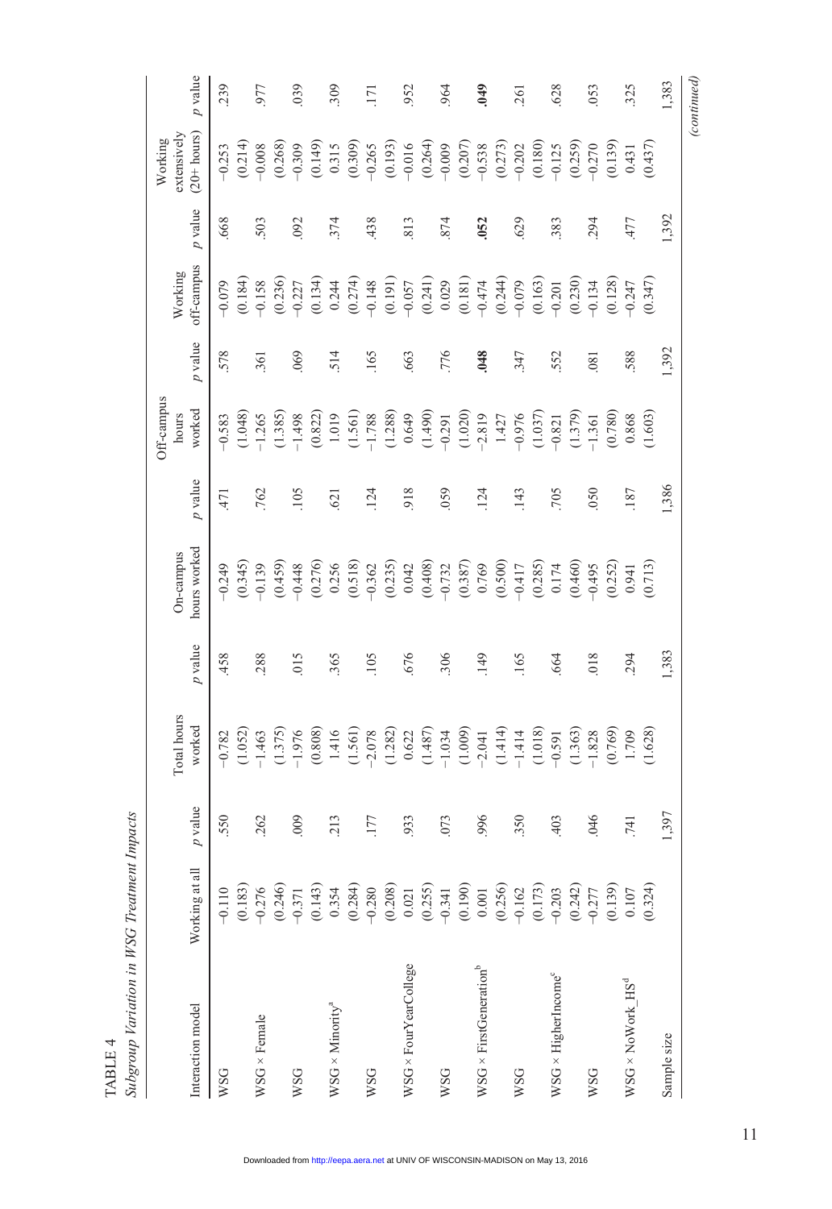TABLE 4

*Subgroup Variation in WSG Treatment Impacts*

| Interaction model | Working at all | p value | Total hours worked | p value | On-campus hours worked | p value | Off-campus hours worked | p value | Working off-campus | p value | Working extensively (20+ hours) | p value |
|---|---|---|---|---|---|---|---|---|---|---|---|---|
| WSG | −0.110 | .550 | −0.782 | .458 | −0.249 | .471 | −0.583 | .578 | −0.079 | .668 | −0.253 | .239 |
| | (0.183) | | (1.052) | | (0.345) | | (1.048) | | (0.184) | | (0.214) | |
| WSG × Female | −0.276 | .262 | −1.463 | .288 | −0.139 | .762 | −1.265 | .361 | −0.158 | .503 | −0.008 | .977 |
| | (0.246) | | (1.375) | | (0.459) | | (1.385) | | (0.236) | | (0.268) | |
| WSG | −0.371 | .009 | −1.976 | .015 | −0.448 | .105 | −1.498 | .069 | −0.227 | .092 | −0.309 | .039 |
| | (0.143) | | (0.808) | | (0.276) | | (0.822) | | (0.134) | | (0.149) | |
| WSG × Minority[a] | 0.354 | .213 | 1.416 | .365 | 0.256 | .621 | 1.019 | .514 | 0.244 | .374 | 0.315 | .309 |
| | (0.284) | | (1.561) | | (0.518) | | (1.561) | | (0.274) | | (0.309) | |
| WSG | −0.280 | .177 | −2.078 | .105 | −0.362 | .124 | −1.788 | .165 | −0.148 | .438 | −0.265 | .171 |
| | (0.208) | | (1.282) | | (0.235) | | (1.288) | | (0.191) | | (0.193) | |
| WSG × FourYearCollege | 0.021 | .933 | 0.622 | .676 | 0.042 | .918 | 0.649 | .663 | −0.057 | .813 | −0.016 | .952 |
| | (0.255) | | (1.487) | | (0.408) | | (1.490) | | (0.241) | | (0.264) | |
| WSG | −0.341 | .073 | −1.034 | .306 | −0.732 | .059 | −0.291 | .776 | 0.029 | .874 | −0.009 | .964 |
| | (0.190) | | (1.009) | | (0.387) | | (1.020) | | (0.181) | | (0.207) | |
| WSG × FirstGeneration[b] | 0.001 | .996 | −2.041 | .149 | 0.769 | .124 | −2.819 | **.048** | −0.474 | **.052** | −0.538 | **.049** |
| | (0.256) | | (1.414) | | (0.500) | | 1.427 | | (0.244) | | (0.273) | |
| WSG | −0.162 | .350 | −1.414 | .165 | −0.417 | .143 | −0.976 | .347 | −0.079 | .629 | −0.202 | .261 |
| | (0.173) | | (1.018) | | (0.285) | | (1.037) | | (0.163) | | (0.180) | |
| WSG × HigherIncome[c] | −0.203 | .403 | −0.591 | .664 | 0.174 | .705 | −0.821 | .552 | −0.201 | .383 | −0.125 | .628 |
| | (0.242) | | (1.363) | | (0.460) | | (1.379) | | (0.230) | | (0.259) | |
| WSG | −0.277 | .046 | −1.828 | .018 | −0.495 | .050 | −1.361 | .081 | −0.134 | .294 | −0.270 | .053 |
| | (0.139) | | (0.769) | | (0.252) | | (0.780) | | (0.128) | | (0.139) | |
| WSG × NoWork_HS[d] | 0.107 | .741 | 1.709 | .294 | 0.941 | .187 | 0.868 | .588 | −0.247 | .477 | 0.431 | .325 |
| | (0.324) | | (1.628) | | (0.713) | | (1.603) | | (0.347) | | (0.437) | |
| Sample size | | 1,397 | | 1,383 | | 1,386 | | 1,392 | | 1,392 | | 1,383 |

*(continued)*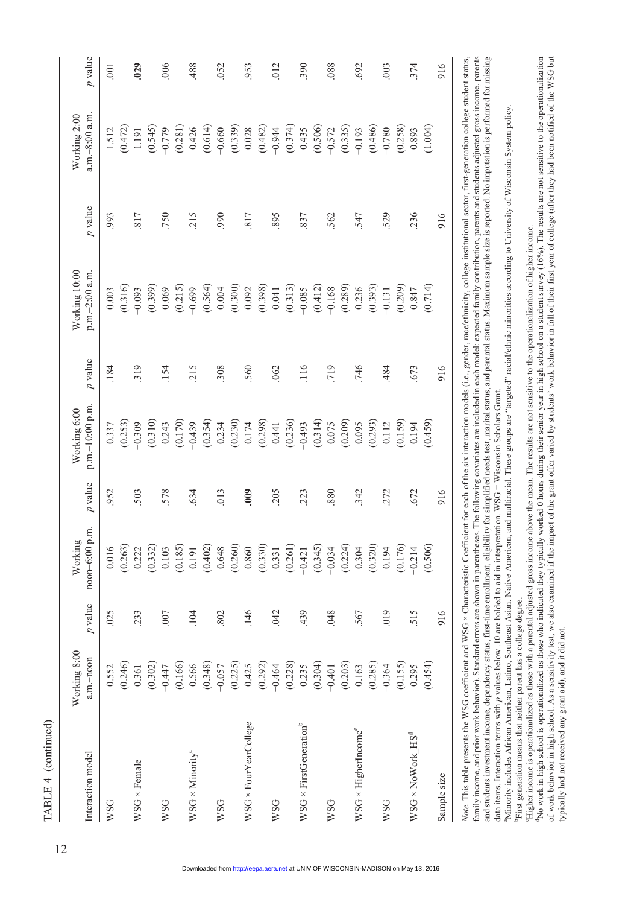TABLE 4 (continued)

| Interaction model | Working 8:00 a.m.–noon | p value | Working noon–6:00 p.m. | p value | Working 6:00 p.m.–10:00 p.m. | p value | Working 10:00 p.m.–2:00 a.m. | p value | Working 2:00 a.m.–8:00 a.m. | p value |
|---|---|---|---|---|---|---|---|---|---|---|
| WSG | −0.552 | .025 | −0.016 | .952 | 0.337 | .184 | 0.003 | .993 | −1.512 | .001 |
| | (0.246) | | (0.263) | | (0.253) | | (0.316) | | (0.472) | |
| WSG × Female | 0.361 | .233 | 0.222 | .503 | −0.309 | .319 | −0.093 | .817 | 1.191 | **.029** |
| | (0.302) | | (0.332) | | (0.310) | | (0.399) | | (0.545) | |
| WSG | −0.447 | .007 | 0.103 | .578 | 0.243 | .154 | 0.069 | .750 | −0.779 | .006 |
| | (0.166) | | (0.185) | | (0.170) | | (0.215) | | (0.281) | |
| WSG × Minority[a] | 0.566 | .104 | 0.191 | .634 | −0.439 | .215 | −0.699 | .215 | 0.426 | .488 |
| | (0.348) | | (0.402) | | (0.354) | | (0.564) | | (0.614) | |
| WSG | −0.057 | .802 | 0.648 | .013 | 0.234 | .308 | 0.004 | .990 | −0.660 | .052 |
| | (0.225) | | (0.260) | | (0.230) | | (0.300) | | (0.339) | |
| WSG × FourYearCollege | −0.425 | .146 | −0.860 | **.009** | −0.174 | .560 | −0.092 | .817 | −0.028 | .953 |
| | (0.292) | | (0.330) | | (0.298) | | (0.398) | | (0.482) | |
| WSG | −0.464 | .042 | 0.331 | .205 | 0.441 | .062 | 0.041 | .895 | −0.944 | .012 |
| | (0.228) | | (0.261) | | (0.236) | | (0.313) | | (0.374) | |
| WSG × FirstGeneration[b] | 0.235 | .439 | −0.421 | .223 | −0.493 | .116 | −0.085 | .837 | 0.435 | .390 |
| | (0.304) | | (0.345) | | (0.314) | | (0.412) | | (0.506) | |
| WSG | −0.401 | .048 | −0.034 | .880 | 0.075 | .719 | −0.168 | .562 | −0.572 | .088 |
| | (0.203) | | (0.224) | | (0.209) | | (0.289) | | (0.335) | |
| WSG × HigherIncome[c] | 0.163 | .567 | 0.304 | .342 | 0.095 | .746 | 0.236 | .547 | −0.193 | .692 |
| | (0.285) | | (0.320) | | (0.293) | | (0.393) | | (0.486) | |
| WSG | −0.364 | .019 | 0.194 | .272 | 0.112 | .484 | −0.131 | .529 | −0.780 | .003 |
| | (0.155) | | (0.176) | | (0.159) | | (0.209) | | (0.258) | |
| WSG × NoWork_HS[d] | 0.295 | .515 | −0.214 | .672 | 0.194 | .673 | 0.847 | .236 | 0.893 | .374 |
| | (0.454) | | (0.506) | | (0.459) | | (0.714) | | (1.004) | |
| Sample size | | 916 | | 916 | | 916 | | 916 | | 916 |

*Note.* This table presents the WSG coefficient and WSG × Characteristic Coefficient for each of the six interaction models (i.e., gender, race/ethnicity, college institutional sector, first-generation college student status, family income, and prior work behavior). Standard errors are shown in parentheses. The following covariates are included in each model: expected family contribution, parents and students adjusted gross income, parents and students investment income, dependency status, first-time enrollment, eligibility for simplified needs test, marital status, and parental status. Maximum sample size is reported. No imputation is performed for missing data items. Interaction terms with *p* values below .10 are bolded to aid in interpretation. WSG = Wisconsin Scholars Grant.

[a]Minority includes African American, Latino, Southeast Asian, Native American, and multiracial. These groups are "targeted" racial/ethnic minorities according to University of Wisconsin System policy.

[b]First generation means that neither parent has a college degree.

[c]Higher income is operationalized as those with a parental adjusted gross income above the mean. The results are not sensitive to the operationalization of higher income.

[d]No work in high school is operationalized as those who indicated they typically worked 0 hours during their senior year in high school on a student survey (16%). The results are not sensitive to the operationalization of work behavior in high school. As a sensitivity test, we also examined if the impact of the grant offer varied by students' work behavior in fall of their first year of college (after they had been notified of the WSG but typically had not received any grant aid), and it did not.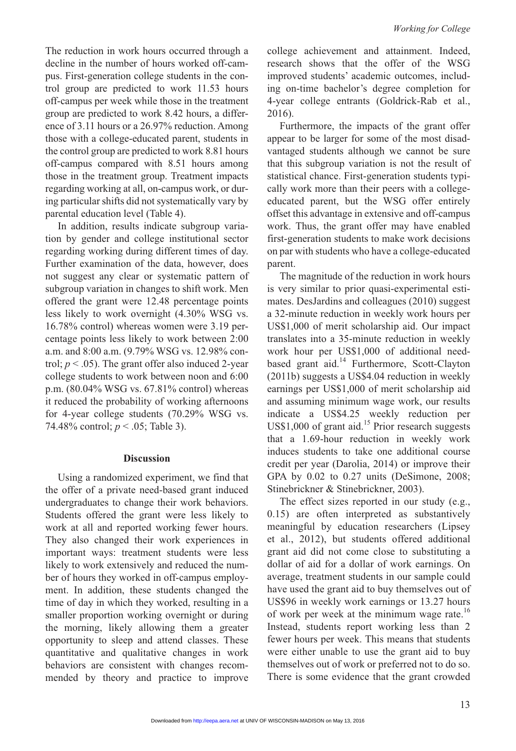The reduction in work hours occurred through a decline in the number of hours worked off-campus. First-generation college students in the control group are predicted to work 11.53 hours off-campus per week while those in the treatment group are predicted to work 8.42 hours, a difference of 3.11 hours or a 26.97% reduction. Among those with a college-educated parent, students in the control group are predicted to work 8.81 hours off-campus compared with 8.51 hours among those in the treatment group. Treatment impacts regarding working at all, on-campus work, or during particular shifts did not systematically vary by parental education level (Table 4).

In addition, results indicate subgroup variation by gender and college institutional sector regarding working during different times of day. Further examination of the data, however, does not suggest any clear or systematic pattern of subgroup variation in changes to shift work. Men offered the grant were 12.48 percentage points less likely to work overnight (4.30% WSG vs. 16.78% control) whereas women were 3.19 percentage points less likely to work between 2:00 a.m. and 8:00 a.m. (9.79% WSG vs. 12.98% control; $p < .05$). The grant offer also induced 2-year college students to work between noon and 6:00 p.m. (80.04% WSG vs. 67.81% control) whereas it reduced the probability of working afternoons for 4-year college students (70.29% WSG vs. 74.48% control; $p < .05$; Table 3).

## Discussion

Using a randomized experiment, we find that the offer of a private need-based grant induced undergraduates to change their work behaviors. Students offered the grant were less likely to work at all and reported working fewer hours. They also changed their work experiences in important ways: treatment students were less likely to work extensively and reduced the number of hours they worked in off-campus employment. In addition, these students changed the time of day in which they worked, resulting in a smaller proportion working overnight or during the morning, likely allowing them a greater opportunity to sleep and attend classes. These quantitative and qualitative changes in work behaviors are consistent with changes recommended by theory and practice to improve college achievement and attainment. Indeed, research shows that the offer of the WSG improved students' academic outcomes, including on-time bachelor's degree completion for 4-year college entrants (Goldrick-Rab et al., 2016).

Furthermore, the impacts of the grant offer appear to be larger for some of the most disadvantaged students although we cannot be sure that this subgroup variation is not the result of statistical chance. First-generation students typically work more than their peers with a college-educated parent, but the WSG offer entirely offset this advantage in extensive and off-campus work. Thus, the grant offer may have enabled first-generation students to make work decisions on par with students who have a college-educated parent.

The magnitude of the reduction in work hours is very similar to prior quasi-experimental estimates. DesJardins and colleagues (2010) suggest a 32-minute reduction in weekly work hours per US$1,000 of merit scholarship aid. Our impact translates into a 35-minute reduction in weekly work hour per US$1,000 of additional need-based grant aid.[14] Furthermore, Scott-Clayton (2011b) suggests a US$4.04 reduction in weekly earnings per US$1,000 of merit scholarship aid and assuming minimum wage work, our results indicate a US$4.25 weekly reduction per US$1,000 of grant aid.[15] Prior research suggests that a 1.69-hour reduction in weekly work induces students to take one additional course credit per year (Darolia, 2014) or improve their GPA by 0.02 to 0.27 units (DeSimone, 2008; Stinebrickner & Stinebrickner, 2003).

The effect sizes reported in our study (e.g., 0.15) are often interpreted as substantively meaningful by education researchers (Lipsey et al., 2012), but students offered additional grant aid did not come close to substituting a dollar of aid for a dollar of work earnings. On average, treatment students in our sample could have used the grant aid to buy themselves out of US$96 in weekly work earnings or 13.27 hours of work per week at the minimum wage rate.[16] Instead, students report working less than 2 fewer hours per week. This means that students were either unable to use the grant aid to buy themselves out of work or preferred not to do so. There is some evidence that the grant crowded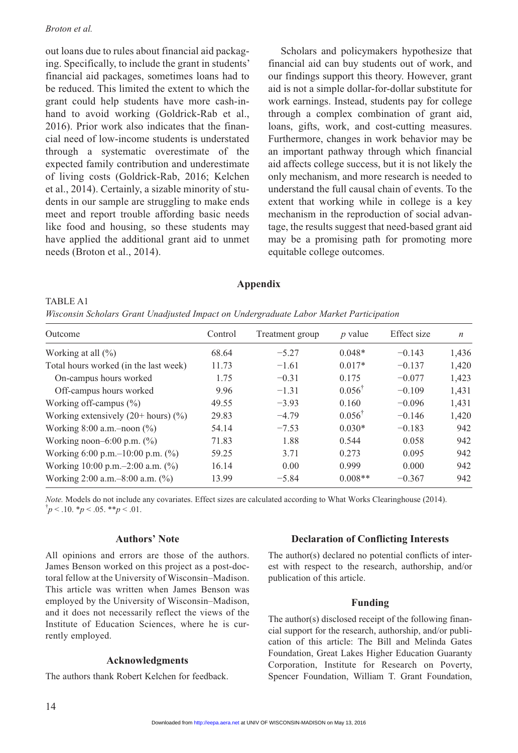out loans due to rules about financial aid packaging. Specifically, to include the grant in students' financial aid packages, sometimes loans had to be reduced. This limited the extent to which the grant could help students have more cash-in-hand to avoid working (Goldrick-Rab et al., 2016). Prior work also indicates that the financial need of low-income students is understated through a systematic overestimate of the expected family contribution and underestimate of living costs (Goldrick-Rab, 2016; Kelchen et al., 2014). Certainly, a sizable minority of students in our sample are struggling to make ends meet and report trouble affording basic needs like food and housing, so these students may have applied the additional grant aid to unmet needs (Broton et al., 2014).

Scholars and policymakers hypothesize that financial aid can buy students out of work, and our findings support this theory. However, grant aid is not a simple dollar-for-dollar substitute for work earnings. Instead, students pay for college through a complex combination of grant aid, loans, gifts, work, and cost-cutting measures. Furthermore, changes in work behavior may be an important pathway through which financial aid affects college success, but it is not likely the only mechanism, and more research is needed to understand the full causal chain of events. To the extent that working while in college is a key mechanism in the reproduction of social advantage, the results suggest that need-based grant aid may be a promising path for promoting more equitable college outcomes.

## Appendix

TABLE A1

*Wisconsin Scholars Grant Unadjusted Impact on Undergraduate Labor Market Participation*

| Outcome | Control | Treatment group | *p* value | Effect size | *n* |
|---|---|---|---|---|---|
| Working at all (%) | 68.64 | −5.27 | 0.048* | −0.143 | 1,436 |
| Total hours worked (in the last week) | 11.73 | −1.61 | 0.017* | −0.137 | 1,420 |
| On-campus hours worked | 1.75 | −0.31 | 0.175 | −0.077 | 1,423 |
| Off-campus hours worked | 9.96 | −1.31 | 0.056† | −0.109 | 1,431 |
| Working off-campus (%) | 49.55 | −3.93 | 0.160 | −0.096 | 1,431 |
| Working extensively (20+ hours) (%) | 29.83 | −4.79 | 0.056† | −0.146 | 1,420 |
| Working 8:00 a.m.–noon (%) | 54.14 | −7.53 | 0.030* | −0.183 | 942 |
| Working noon–6:00 p.m. (%) | 71.83 | 1.88 | 0.544 | 0.058 | 942 |
| Working 6:00 p.m.–10:00 p.m. (%) | 59.25 | 3.71 | 0.273 | 0.095 | 942 |
| Working 10:00 p.m.–2:00 a.m. (%) | 16.14 | 0.00 | 0.999 | 0.000 | 942 |
| Working 2:00 a.m.–8:00 a.m. (%) | 13.99 | −5.84 | 0.008** | −0.367 | 942 |

*Note.* Models do not include any covariates. Effect sizes are calculated according to What Works Clearinghouse (2014).
† $p < .10$. * $p < .05$. ** $p < .01$.

### Authors' Note

All opinions and errors are those of the authors. James Benson worked on this project as a post-doctoral fellow at the University of Wisconsin–Madison. This article was written when James Benson was employed by the University of Wisconsin–Madison, and it does not necessarily reflect the views of the Institute of Education Sciences, where he is currently employed.

### Acknowledgments

The authors thank Robert Kelchen for feedback.

### Declaration of Conflicting Interests

The author(s) declared no potential conflicts of interest with respect to the research, authorship, and/or publication of this article.

### Funding

The author(s) disclosed receipt of the following financial support for the research, authorship, and/or publication of this article: The Bill and Melinda Gates Foundation, Great Lakes Higher Education Guaranty Corporation, Institute for Research on Poverty, Spencer Foundation, William T. Grant Foundation,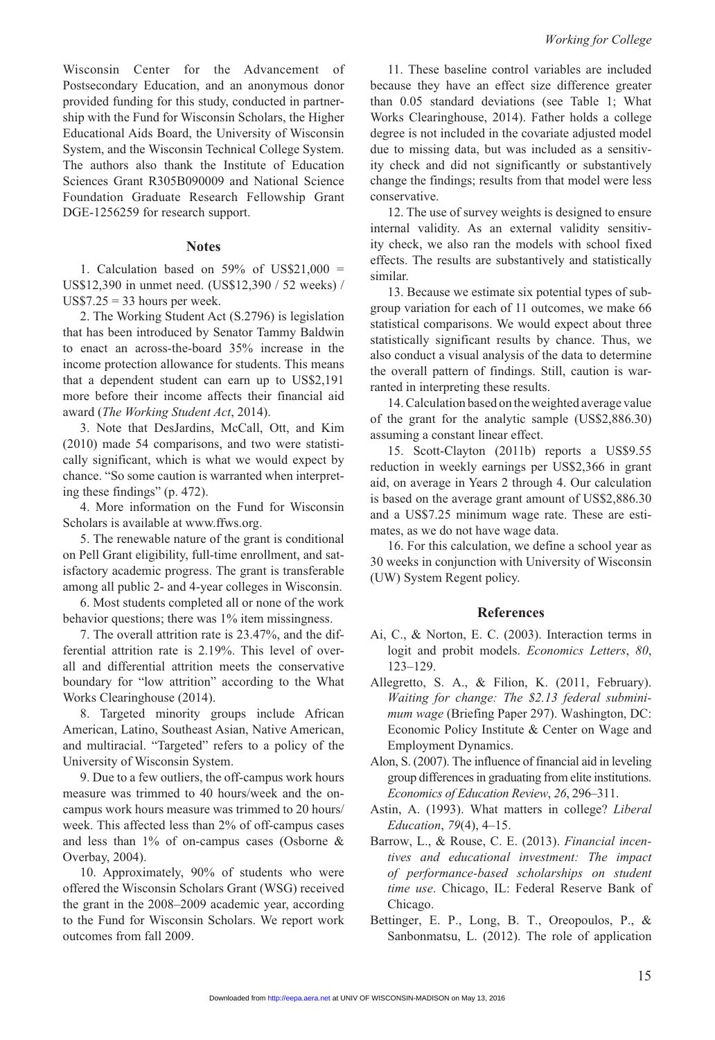Wisconsin Center for the Advancement of Postsecondary Education, and an anonymous donor provided funding for this study, conducted in partnership with the Fund for Wisconsin Scholars, the Higher Educational Aids Board, the University of Wisconsin System, and the Wisconsin Technical College System. The authors also thank the Institute of Education Sciences Grant R305B090009 and National Science Foundation Graduate Research Fellowship Grant DGE-1256259 for research support.

## Notes

1. Calculation based on 59% of US$21,000 = US$12,390 in unmet need. (US$12,390 / 52 weeks) / US$7.25 = 33 hours per week.

2. The Working Student Act (S.2796) is legislation that has been introduced by Senator Tammy Baldwin to enact an across-the-board 35% increase in the income protection allowance for students. This means that a dependent student can earn up to US$2,191 more before their income affects their financial aid award (*The Working Student Act*, 2014).

3. Note that DesJardins, McCall, Ott, and Kim (2010) made 54 comparisons, and two were statistically significant, which is what we would expect by chance. "So some caution is warranted when interpreting these findings" (p. 472).

4. More information on the Fund for Wisconsin Scholars is available at www.ffws.org.

5. The renewable nature of the grant is conditional on Pell Grant eligibility, full-time enrollment, and satisfactory academic progress. The grant is transferable among all public 2- and 4-year colleges in Wisconsin.

6. Most students completed all or none of the work behavior questions; there was 1% item missingness.

7. The overall attrition rate is 23.47%, and the differential attrition rate is 2.19%. This level of overall and differential attrition meets the conservative boundary for "low attrition" according to the What Works Clearinghouse (2014).

8. Targeted minority groups include African American, Latino, Southeast Asian, Native American, and multiracial. "Targeted" refers to a policy of the University of Wisconsin System.

9. Due to a few outliers, the off-campus work hours measure was trimmed to 40 hours/week and the on-campus work hours measure was trimmed to 20 hours/week. This affected less than 2% of off-campus cases and less than 1% of on-campus cases (Osborne & Overbay, 2004).

10. Approximately, 90% of students who were offered the Wisconsin Scholars Grant (WSG) received the grant in the 2008–2009 academic year, according to the Fund for Wisconsin Scholars. We report work outcomes from fall 2009.

11. These baseline control variables are included because they have an effect size difference greater than 0.05 standard deviations (see Table 1; What Works Clearinghouse, 2014). Father holds a college degree is not included in the covariate adjusted model due to missing data, but was included as a sensitivity check and did not significantly or substantively change the findings; results from that model were less conservative.

12. The use of survey weights is designed to ensure internal validity. As an external validity sensitivity check, we also ran the models with school fixed effects. The results are substantively and statistically similar.

13. Because we estimate six potential types of subgroup variation for each of 11 outcomes, we make 66 statistical comparisons. We would expect about three statistically significant results by chance. Thus, we also conduct a visual analysis of the data to determine the overall pattern of findings. Still, caution is warranted in interpreting these results.

14. Calculation based on the weighted average value of the grant for the analytic sample (US$2,886.30) assuming a constant linear effect.

15. Scott-Clayton (2011b) reports a US$9.55 reduction in weekly earnings per US$2,366 in grant aid, on average in Years 2 through 4. Our calculation is based on the average grant amount of US$2,886.30 and a US$7.25 minimum wage rate. These are estimates, as we do not have wage data.

16. For this calculation, we define a school year as 30 weeks in conjunction with University of Wisconsin (UW) System Regent policy.

## References

Ai, C., & Norton, E. C. (2003). Interaction terms in logit and probit models. *Economics Letters*, *80*, 123–129.

Allegretto, S. A., & Filion, K. (2011, February). *Waiting for change: The $2.13 federal subminimum wage* (Briefing Paper 297). Washington, DC: Economic Policy Institute & Center on Wage and Employment Dynamics.

Alon, S. (2007). The influence of financial aid in leveling group differences in graduating from elite institutions. *Economics of Education Review*, *26*, 296–311.

Astin, A. (1993). What matters in college? *Liberal Education*, *79*(4), 4–15.

Barrow, L., & Rouse, C. E. (2013). *Financial incentives and educational investment: The impact of performance-based scholarships on student time use*. Chicago, IL: Federal Reserve Bank of Chicago.

Bettinger, E. P., Long, B. T., Oreopoulos, P., & Sanbonmatsu, L. (2012). The role of application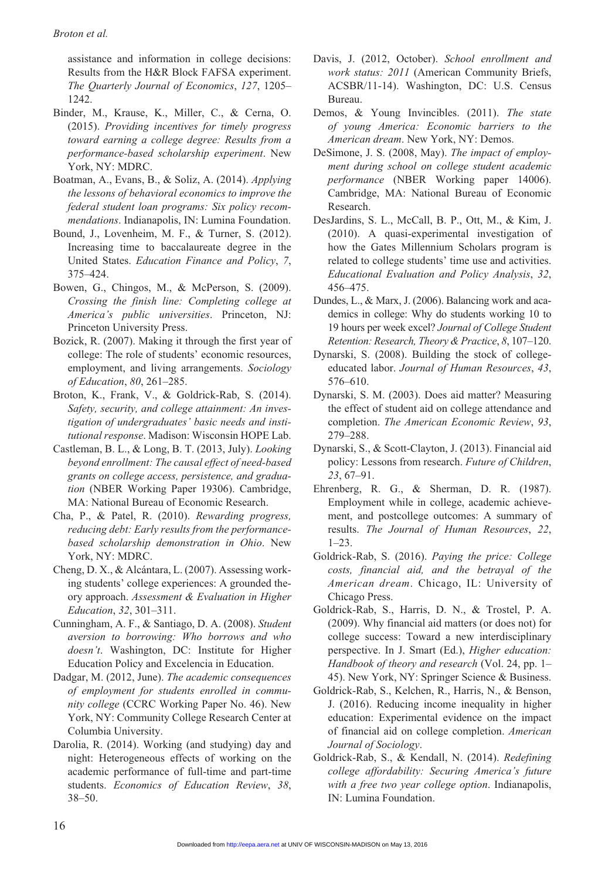assistance and information in college decisions: Results from the H&R Block FAFSA experiment. *The Quarterly Journal of Economics*, *127*, 1205–1242.

Binder, M., Krause, K., Miller, C., & Cerna, O. (2015). *Providing incentives for timely progress toward earning a college degree: Results from a performance-based scholarship experiment*. New York, NY: MDRC.

Boatman, A., Evans, B., & Soliz, A. (2014). *Applying the lessons of behavioral economics to improve the federal student loan programs: Six policy recommendations*. Indianapolis, IN: Lumina Foundation.

Bound, J., Lovenheim, M. F., & Turner, S. (2012). Increasing time to baccalaureate degree in the United States. *Education Finance and Policy*, *7*, 375–424.

Bowen, G., Chingos, M., & McPerson, S. (2009). *Crossing the finish line: Completing college at America's public universities*. Princeton, NJ: Princeton University Press.

Bozick, R. (2007). Making it through the first year of college: The role of students' economic resources, employment, and living arrangements. *Sociology of Education*, *80*, 261–285.

Broton, K., Frank, V., & Goldrick-Rab, S. (2014). *Safety, security, and college attainment: An investigation of undergraduates' basic needs and institutional response*. Madison: Wisconsin HOPE Lab.

Castleman, B. L., & Long, B. T. (2013, July). *Looking beyond enrollment: The causal effect of need-based grants on college access, persistence, and graduation* (NBER Working Paper 19306). Cambridge, MA: National Bureau of Economic Research.

Cha, P., & Patel, R. (2010). *Rewarding progress, reducing debt: Early results from the performance-based scholarship demonstration in Ohio*. New York, NY: MDRC.

Cheng, D. X., & Alcántara, L. (2007). Assessing working students' college experiences: A grounded theory approach. *Assessment & Evaluation in Higher Education*, *32*, 301–311.

Cunningham, A. F., & Santiago, D. A. (2008). *Student aversion to borrowing: Who borrows and who doesn't*. Washington, DC: Institute for Higher Education Policy and Excelencia in Education.

Dadgar, M. (2012, June). *The academic consequences of employment for students enrolled in community college* (CCRC Working Paper No. 46). New York, NY: Community College Research Center at Columbia University.

Darolia, R. (2014). Working (and studying) day and night: Heterogeneous effects of working on the academic performance of full-time and part-time students. *Economics of Education Review*, *38*, 38–50.

Davis, J. (2012, October). *School enrollment and work status: 2011* (American Community Briefs, ACSBR/11-14). Washington, DC: U.S. Census Bureau.

Demos, & Young Invincibles. (2011). *The state of young America: Economic barriers to the American dream*. New York, NY: Demos.

DeSimone, J. S. (2008, May). *The impact of employment during school on college student academic performance* (NBER Working paper 14006). Cambridge, MA: National Bureau of Economic Research.

DesJardins, S. L., McCall, B. P., Ott, M., & Kim, J. (2010). A quasi-experimental investigation of how the Gates Millennium Scholars program is related to college students' time use and activities. *Educational Evaluation and Policy Analysis*, *32*, 456–475.

Dundes, L., & Marx, J. (2006). Balancing work and academics in college: Why do students working 10 to 19 hours per week excel? *Journal of College Student Retention: Research, Theory & Practice*, *8*, 107–120.

Dynarski, S. (2008). Building the stock of college-educated labor. *Journal of Human Resources*, *43*, 576–610.

Dynarski, S. M. (2003). Does aid matter? Measuring the effect of student aid on college attendance and completion. *The American Economic Review*, *93*, 279–288.

Dynarski, S., & Scott-Clayton, J. (2013). Financial aid policy: Lessons from research. *Future of Children*, *23*, 67–91.

Ehrenberg, R. G., & Sherman, D. R. (1987). Employment while in college, academic achievement, and postcollege outcomes: A summary of results. *The Journal of Human Resources*, *22*, 1–23.

Goldrick-Rab, S. (2016). *Paying the price: College costs, financial aid, and the betrayal of the American dream*. Chicago, IL: University of Chicago Press.

Goldrick-Rab, S., Harris, D. N., & Trostel, P. A. (2009). Why financial aid matters (or does not) for college success: Toward a new interdisciplinary perspective. In J. Smart (Ed.), *Higher education: Handbook of theory and research* (Vol. 24, pp. 1–45). New York, NY: Springer Science & Business.

Goldrick-Rab, S., Kelchen, R., Harris, N., & Benson, J. (2016). Reducing income inequality in higher education: Experimental evidence on the impact of financial aid on college completion. *American Journal of Sociology*.

Goldrick-Rab, S., & Kendall, N. (2014). *Redefining college affordability: Securing America's future with a free two year college option*. Indianapolis, IN: Lumina Foundation.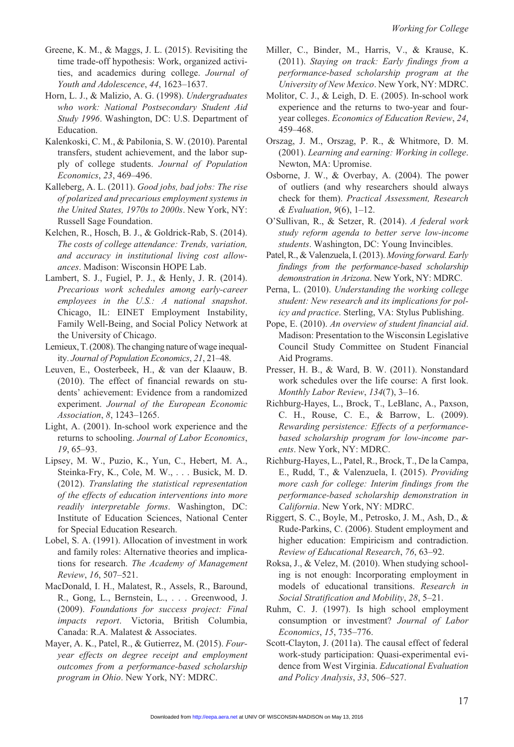Greene, K. M., & Maggs, J. L. (2015). Revisiting the time trade-off hypothesis: Work, organized activities, and academics during college. *Journal of Youth and Adolescence*, *44*, 1623–1637.

Horn, L. J., & Malizio, A. G. (1998). *Undergraduates who work: National Postsecondary Student Aid Study 1996*. Washington, DC: U.S. Department of Education.

Kalenkoski, C. M., & Pabilonia, S. W. (2010). Parental transfers, student achievement, and the labor supply of college students. *Journal of Population Economics*, *23*, 469–496.

Kalleberg, A. L. (2011). *Good jobs, bad jobs: The rise of polarized and precarious employment systems in the United States, 1970s to 2000s*. New York, NY: Russell Sage Foundation.

Kelchen, R., Hosch, B. J., & Goldrick-Rab, S. (2014). *The costs of college attendance: Trends, variation, and accuracy in institutional living cost allowances*. Madison: Wisconsin HOPE Lab.

Lambert, S. J., Fugiel, P. J., & Henly, J. R. (2014). *Precarious work schedules among early-career employees in the U.S.: A national snapshot*. Chicago, IL: EINET Employment Instability, Family Well-Being, and Social Policy Network at the University of Chicago.

Lemieux, T. (2008). The changing nature of wage inequality. *Journal of Population Economics*, *21*, 21–48.

Leuven, E., Oosterbeek, H., & van der Klaauw, B. (2010). The effect of financial rewards on students' achievement: Evidence from a randomized experiment. *Journal of the European Economic Association*, *8*, 1243–1265.

Light, A. (2001). In-school work experience and the returns to schooling. *Journal of Labor Economics*, *19*, 65–93.

Lipsey, M. W., Puzio, K., Yun, C., Hebert, M. A., Steinka-Fry, K., Cole, M. W., . . . Busick, M. D. (2012). *Translating the statistical representation of the effects of education interventions into more readily interpretable forms*. Washington, DC: Institute of Education Sciences, National Center for Special Education Research.

Lobel, S. A. (1991). Allocation of investment in work and family roles: Alternative theories and implications for research. *The Academy of Management Review*, *16*, 507–521.

MacDonald, I. H., Malatest, R., Assels, R., Baround, R., Gong, L., Bernstein, L., . . . Greenwood, J. (2009). *Foundations for success project: Final impacts report*. Victoria, British Columbia, Canada: R.A. Malatest & Associates.

Mayer, A. K., Patel, R., & Gutierrez, M. (2015). *Four-year effects on degree receipt and employment outcomes from a performance-based scholarship program in Ohio*. New York, NY: MDRC.

Miller, C., Binder, M., Harris, V., & Krause, K. (2011). *Staying on track: Early findings from a performance-based scholarship program at the University of New Mexico*. New York, NY: MDRC.

Molitor, C. J., & Leigh, D. E. (2005). In-school work experience and the returns to two-year and four-year colleges. *Economics of Education Review*, *24*, 459–468.

Orszag, J. M., Orszag, P. R., & Whitmore, D. M. (2001). *Learning and earning: Working in college*. Newton, MA: Upromise.

Osborne, J. W., & Overbay, A. (2004). The power of outliers (and why researchers should always check for them). *Practical Assessment, Research & Evaluation*, *9*(6), 1–12.

O'Sullivan, R., & Setzer, R. (2014). *A federal work study reform agenda to better serve low-income students*. Washington, DC: Young Invincibles.

Patel, R., & Valenzuela, I. (2013). *Moving forward. Early findings from the performance-based scholarship demonstration in Arizona*. New York, NY: MDRC.

Perna, L. (2010). *Understanding the working college student: New research and its implications for policy and practice*. Sterling, VA: Stylus Publishing.

Pope, E. (2010). *An overview of student financial aid*. Madison: Presentation to the Wisconsin Legislative Council Study Committee on Student Financial Aid Programs.

Presser, H. B., & Ward, B. W. (2011). Nonstandard work schedules over the life course: A first look. *Monthly Labor Review*, *134*(7), 3–16.

Richburg-Hayes, L., Brock, T., LeBlanc, A., Paxson, C. H., Rouse, C. E., & Barrow, L. (2009). *Rewarding persistence: Effects of a performance-based scholarship program for low-income parents*. New York, NY: MDRC.

Richburg-Hayes, L., Patel, R., Brock, T., De la Campa, E., Rudd, T., & Valenzuela, I. (2015). *Providing more cash for college: Interim findings from the performance-based scholarship demonstration in California*. New York, NY: MDRC.

Riggert, S. C., Boyle, M., Petrosko, J. M., Ash, D., & Rude-Parkins, C. (2006). Student employment and higher education: Empiricism and contradiction. *Review of Educational Research*, *76*, 63–92.

Roksa, J., & Velez, M. (2010). When studying schooling is not enough: Incorporating employment in models of educational transitions. *Research in Social Stratification and Mobility*, *28*, 5–21.

Ruhm, C. J. (1997). Is high school employment consumption or investment? *Journal of Labor Economics*, *15*, 735–776.

Scott-Clayton, J. (2011a). The causal effect of federal work-study participation: Quasi-experimental evidence from West Virginia. *Educational Evaluation and Policy Analysis*, *33*, 506–527.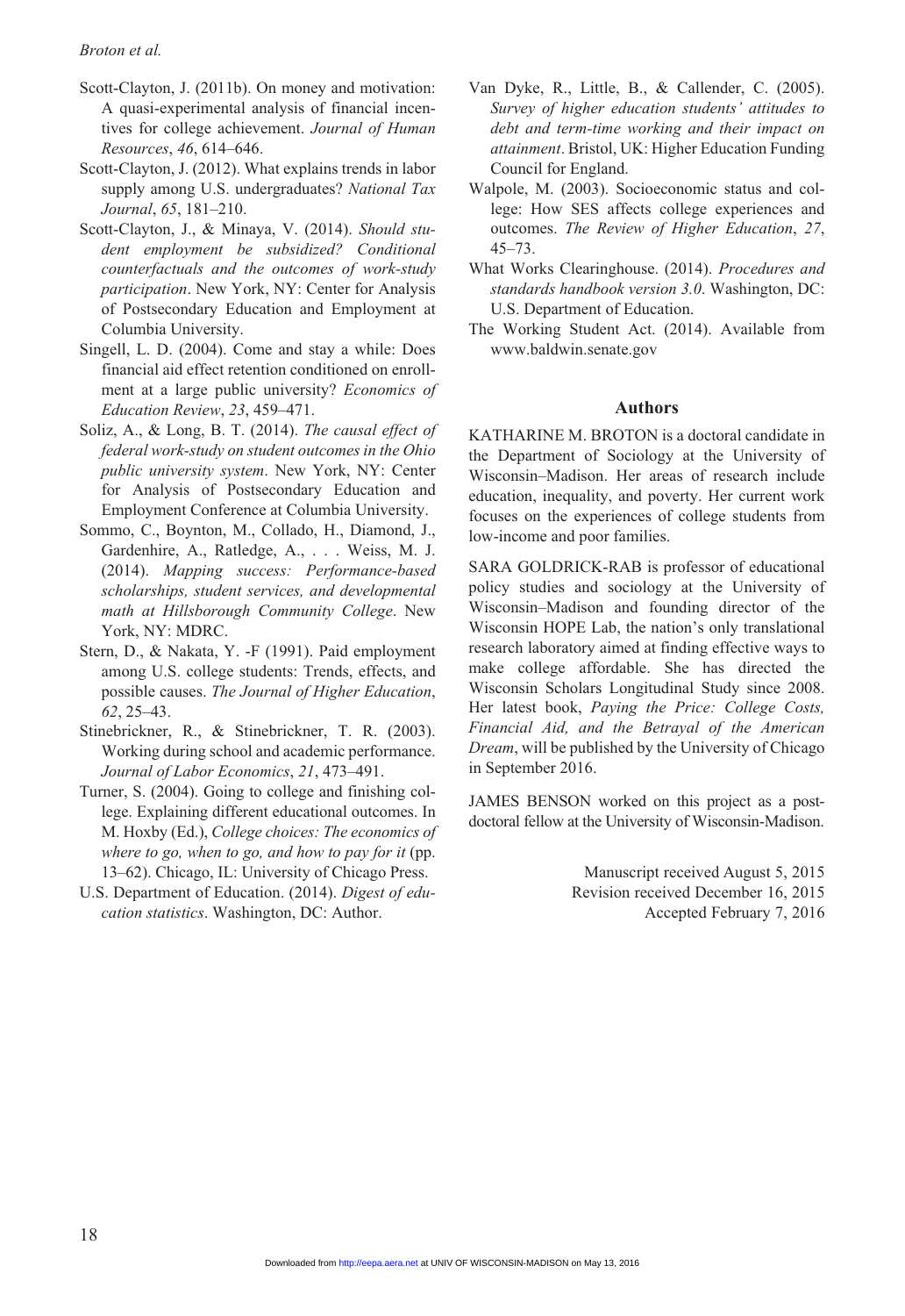Scott-Clayton, J. (2011b). On money and motivation: A quasi-experimental analysis of financial incentives for college achievement. *Journal of Human Resources*, *46*, 614–646.

Scott-Clayton, J. (2012). What explains trends in labor supply among U.S. undergraduates? *National Tax Journal*, *65*, 181–210.

Scott-Clayton, J., & Minaya, V. (2014). *Should student employment be subsidized? Conditional counterfactuals and the outcomes of work-study participation*. New York, NY: Center for Analysis of Postsecondary Education and Employment at Columbia University.

Singell, L. D. (2004). Come and stay a while: Does financial aid effect retention conditioned on enrollment at a large public university? *Economics of Education Review*, *23*, 459–471.

Soliz, A., & Long, B. T. (2014). *The causal effect of federal work-study on student outcomes in the Ohio public university system*. New York, NY: Center for Analysis of Postsecondary Education and Employment Conference at Columbia University.

Sommo, C., Boynton, M., Collado, H., Diamond, J., Gardenhire, A., Ratledge, A., . . . Weiss, M. J. (2014). *Mapping success: Performance-based scholarships, student services, and developmental math at Hillsborough Community College*. New York, NY: MDRC.

Stern, D., & Nakata, Y. -F (1991). Paid employment among U.S. college students: Trends, effects, and possible causes. *The Journal of Higher Education*, *62*, 25–43.

Stinebrickner, R., & Stinebrickner, T. R. (2003). Working during school and academic performance. *Journal of Labor Economics*, *21*, 473–491.

Turner, S. (2004). Going to college and finishing college. Explaining different educational outcomes. In M. Hoxby (Ed.), *College choices: The economics of where to go, when to go, and how to pay for it* (pp. 13–62). Chicago, IL: University of Chicago Press.

U.S. Department of Education. (2014). *Digest of education statistics*. Washington, DC: Author.

Van Dyke, R., Little, B., & Callender, C. (2005). *Survey of higher education students' attitudes to debt and term-time working and their impact on attainment*. Bristol, UK: Higher Education Funding Council for England.

Walpole, M. (2003). Socioeconomic status and college: How SES affects college experiences and outcomes. *The Review of Higher Education*, *27*, 45–73.

What Works Clearinghouse. (2014). *Procedures and standards handbook version 3.0*. Washington, DC: U.S. Department of Education.

The Working Student Act. (2014). Available from www.baldwin.senate.gov

## Authors

KATHARINE M. BROTON is a doctoral candidate in the Department of Sociology at the University of Wisconsin–Madison. Her areas of research include education, inequality, and poverty. Her current work focuses on the experiences of college students from low-income and poor families.

SARA GOLDRICK-RAB is professor of educational policy studies and sociology at the University of Wisconsin–Madison and founding director of the Wisconsin HOPE Lab, the nation's only translational research laboratory aimed at finding effective ways to make college affordable. She has directed the Wisconsin Scholars Longitudinal Study since 2008. Her latest book, *Paying the Price: College Costs, Financial Aid, and the Betrayal of the American Dream*, will be published by the University of Chicago in September 2016.

JAMES BENSON worked on this project as a postdoctoral fellow at the University of Wisconsin-Madison.

Manuscript received August 5, 2015
Revision received December 16, 2015
Accepted February 7, 2016